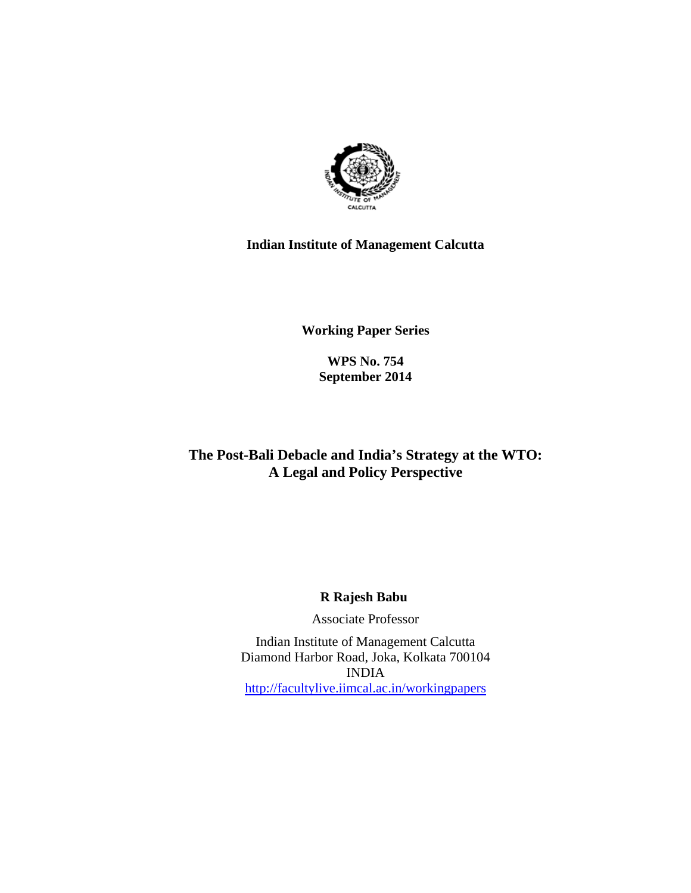**Indian Institute of Management Calcutta**

**Working Paper Series**

**WPS No. 754**
**September 2014**

# The Post-Bali Debacle and India's Strategy at the WTO: A Legal and Policy Perspective

**R Rajesh Babu**

Associate Professor

Indian Institute of Management Calcutta
Diamond Harbor Road, Joka, Kolkata 700104
INDIA
http://facultylive.iimcal.ac.in/workingpapers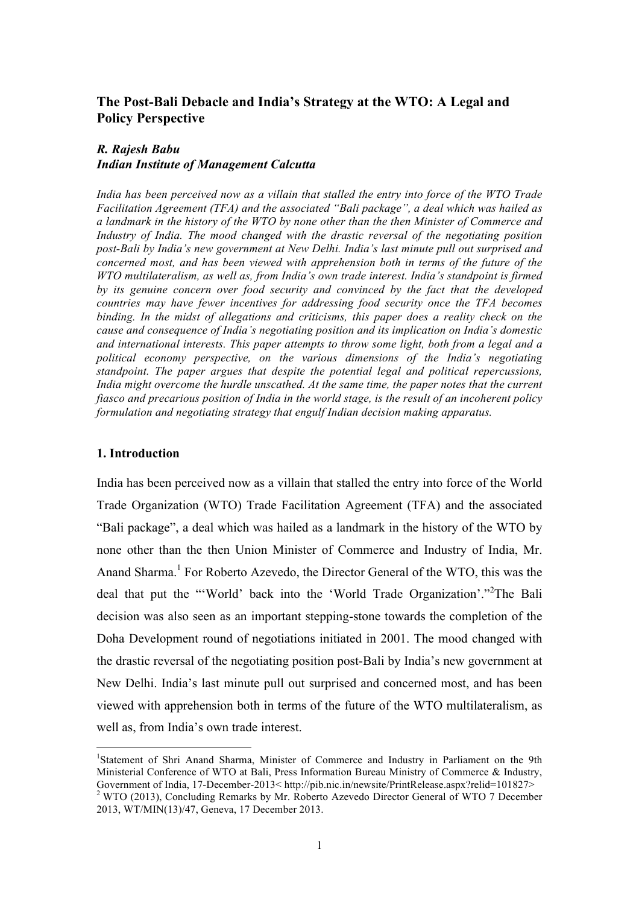# The Post-Bali Debacle and India's Strategy at the WTO: A Legal and Policy Perspective

***R. Rajesh Babu***
***Indian Institute of Management Calcutta***

*India has been perceived now as a villain that stalled the entry into force of the WTO Trade Facilitation Agreement (TFA) and the associated "Bali package", a deal which was hailed as a landmark in the history of the WTO by none other than the then Minister of Commerce and Industry of India. The mood changed with the drastic reversal of the negotiating position post-Bali by India's new government at New Delhi. India's last minute pull out surprised and concerned most, and has been viewed with apprehension both in terms of the future of the WTO multilateralism, as well as, from India's own trade interest. India's standpoint is firmed by its genuine concern over food security and convinced by the fact that the developed countries may have fewer incentives for addressing food security once the TFA becomes binding. In the midst of allegations and criticisms, this paper does a reality check on the cause and consequence of India's negotiating position and its implication on India's domestic and international interests. This paper attempts to throw some light, both from a legal and a political economy perspective, on the various dimensions of the India's negotiating standpoint. The paper argues that despite the potential legal and political repercussions, India might overcome the hurdle unscathed. At the same time, the paper notes that the current fiasco and precarious position of India in the world stage, is the result of an incoherent policy formulation and negotiating strategy that engulf Indian decision making apparatus.*

## 1. Introduction

India has been perceived now as a villain that stalled the entry into force of the World Trade Organization (WTO) Trade Facilitation Agreement (TFA) and the associated "Bali package", a deal which was hailed as a landmark in the history of the WTO by none other than the then Union Minister of Commerce and Industry of India, Mr. Anand Sharma.[1] For Roberto Azevedo, the Director General of the WTO, this was the deal that put the "'World' back into the 'World Trade Organization'."[2] The Bali decision was also seen as an important stepping-stone towards the completion of the Doha Development round of negotiations initiated in 2001. The mood changed with the drastic reversal of the negotiating position post-Bali by India's new government at New Delhi. India's last minute pull out surprised and concerned most, and has been viewed with apprehension both in terms of the future of the WTO multilateralism, as well as, from India's own trade interest.

---

[1] Statement of Shri Anand Sharma, Minister of Commerce and Industry in Parliament on the 9th Ministerial Conference of WTO at Bali, Press Information Bureau Ministry of Commerce & Industry, Government of India, 17-December-2013< http://pib.nic.in/newsite/PrintRelease.aspx?relid=101827>

[2] WTO (2013), Concluding Remarks by Mr. Roberto Azevedo Director General of WTO 7 December 2013, WT/MIN(13)/47, Geneva, 17 December 2013.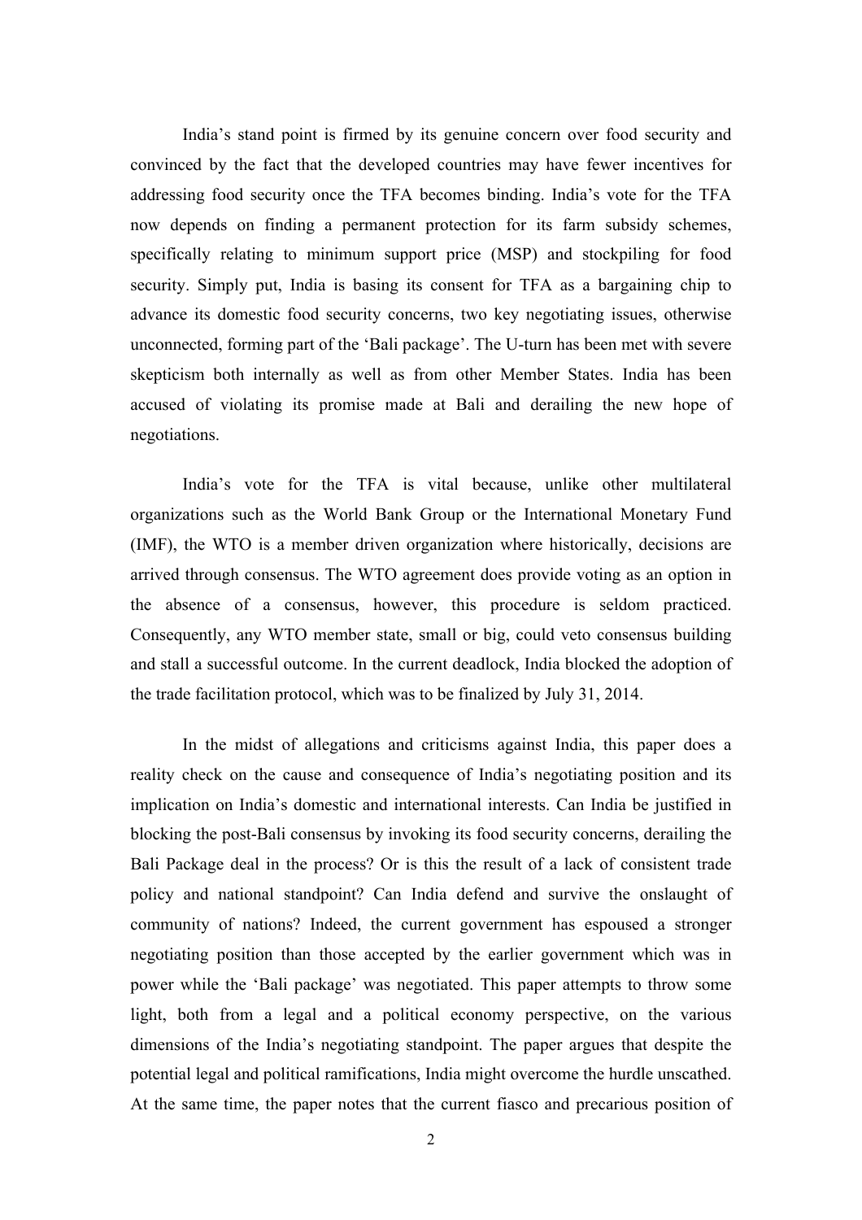India's stand point is firmed by its genuine concern over food security and convinced by the fact that the developed countries may have fewer incentives for addressing food security once the TFA becomes binding. India's vote for the TFA now depends on finding a permanent protection for its farm subsidy schemes, specifically relating to minimum support price (MSP) and stockpiling for food security. Simply put, India is basing its consent for TFA as a bargaining chip to advance its domestic food security concerns, two key negotiating issues, otherwise unconnected, forming part of the 'Bali package'. The U-turn has been met with severe skepticism both internally as well as from other Member States. India has been accused of violating its promise made at Bali and derailing the new hope of negotiations.

India's vote for the TFA is vital because, unlike other multilateral organizations such as the World Bank Group or the International Monetary Fund (IMF), the WTO is a member driven organization where historically, decisions are arrived through consensus. The WTO agreement does provide voting as an option in the absence of a consensus, however, this procedure is seldom practiced. Consequently, any WTO member state, small or big, could veto consensus building and stall a successful outcome. In the current deadlock, India blocked the adoption of the trade facilitation protocol, which was to be finalized by July 31, 2014.

In the midst of allegations and criticisms against India, this paper does a reality check on the cause and consequence of India's negotiating position and its implication on India's domestic and international interests. Can India be justified in blocking the post-Bali consensus by invoking its food security concerns, derailing the Bali Package deal in the process? Or is this the result of a lack of consistent trade policy and national standpoint? Can India defend and survive the onslaught of community of nations? Indeed, the current government has espoused a stronger negotiating position than those accepted by the earlier government which was in power while the 'Bali package' was negotiated. This paper attempts to throw some light, both from a legal and a political economy perspective, on the various dimensions of the India's negotiating standpoint. The paper argues that despite the potential legal and political ramifications, India might overcome the hurdle unscathed. At the same time, the paper notes that the current fiasco and precarious position of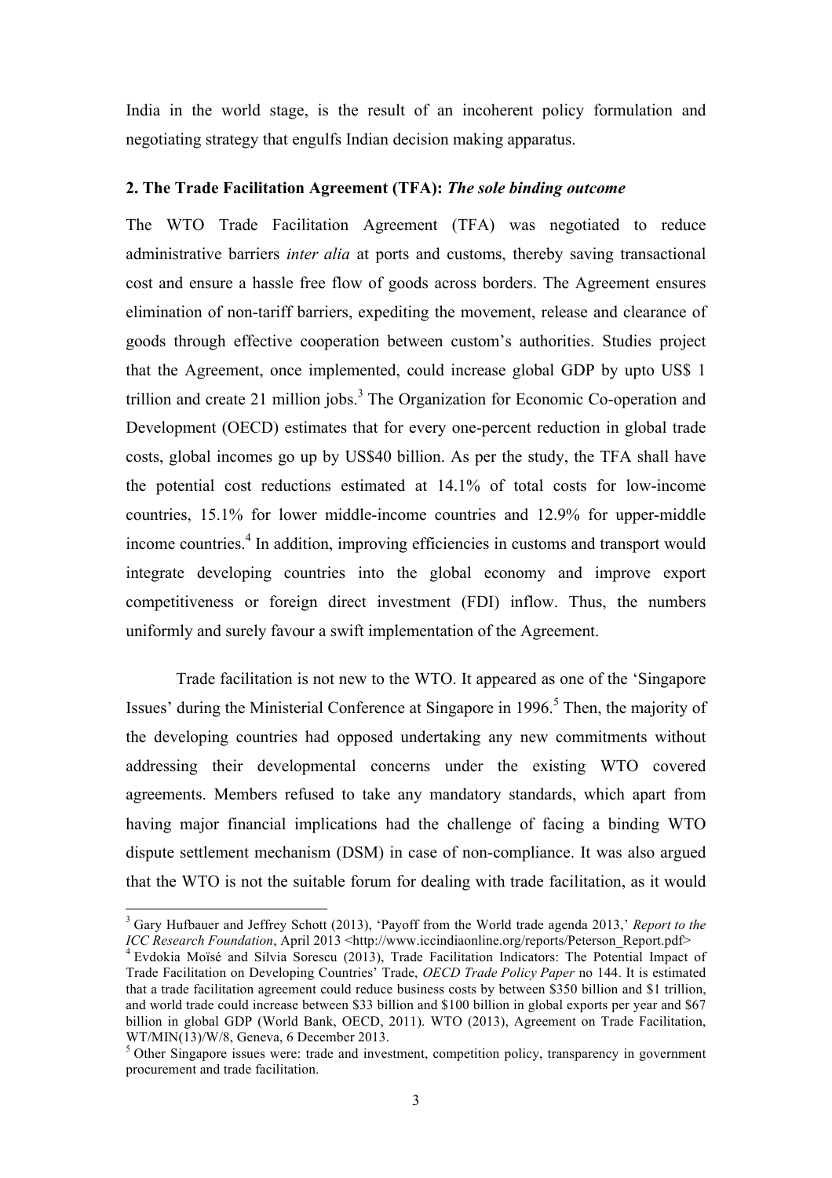India in the world stage, is the result of an incoherent policy formulation and negotiating strategy that engulfs Indian decision making apparatus.

## 2. The Trade Facilitation Agreement (TFA): *The sole binding outcome*

The WTO Trade Facilitation Agreement (TFA) was negotiated to reduce administrative barriers *inter alia* at ports and customs, thereby saving transactional cost and ensure a hassle free flow of goods across borders. The Agreement ensures elimination of non-tariff barriers, expediting the movement, release and clearance of goods through effective cooperation between custom's authorities. Studies project that the Agreement, once implemented, could increase global GDP by upto US$ 1 trillion and create 21 million jobs.[3] The Organization for Economic Co-operation and Development (OECD) estimates that for every one-percent reduction in global trade costs, global incomes go up by US$40 billion. As per the study, the TFA shall have the potential cost reductions estimated at 14.1% of total costs for low-income countries, 15.1% for lower middle-income countries and 12.9% for upper-middle income countries.[4] In addition, improving efficiencies in customs and transport would integrate developing countries into the global economy and improve export competitiveness or foreign direct investment (FDI) inflow. Thus, the numbers uniformly and surely favour a swift implementation of the Agreement.

Trade facilitation is not new to the WTO. It appeared as one of the 'Singapore Issues' during the Ministerial Conference at Singapore in 1996.[5] Then, the majority of the developing countries had opposed undertaking any new commitments without addressing their developmental concerns under the existing WTO covered agreements. Members refused to take any mandatory standards, which apart from having major financial implications had the challenge of facing a binding WTO dispute settlement mechanism (DSM) in case of non-compliance. It was also argued that the WTO is not the suitable forum for dealing with trade facilitation, as it would

---

[3] Gary Hufbauer and Jeffrey Schott (2013), 'Payoff from the World trade agenda 2013,' *Report to the ICC Research Foundation*, April 2013 <http://www.iccindiaonline.org/reports/Peterson_Report.pdf>

[4] Evdokia Moïsé and Silvia Sorescu (2013), Trade Facilitation Indicators: The Potential Impact of Trade Facilitation on Developing Countries' Trade, *OECD Trade Policy Paper* no 144. It is estimated that a trade facilitation agreement could reduce business costs by between $350 billion and $1 trillion, and world trade could increase between $33 billion and $100 billion in global exports per year and $67 billion in global GDP (World Bank, OECD, 2011). WTO (2013), Agreement on Trade Facilitation, WT/MIN(13)/W/8, Geneva, 6 December 2013.

[5] Other Singapore issues were: trade and investment, competition policy, transparency in government procurement and trade facilitation.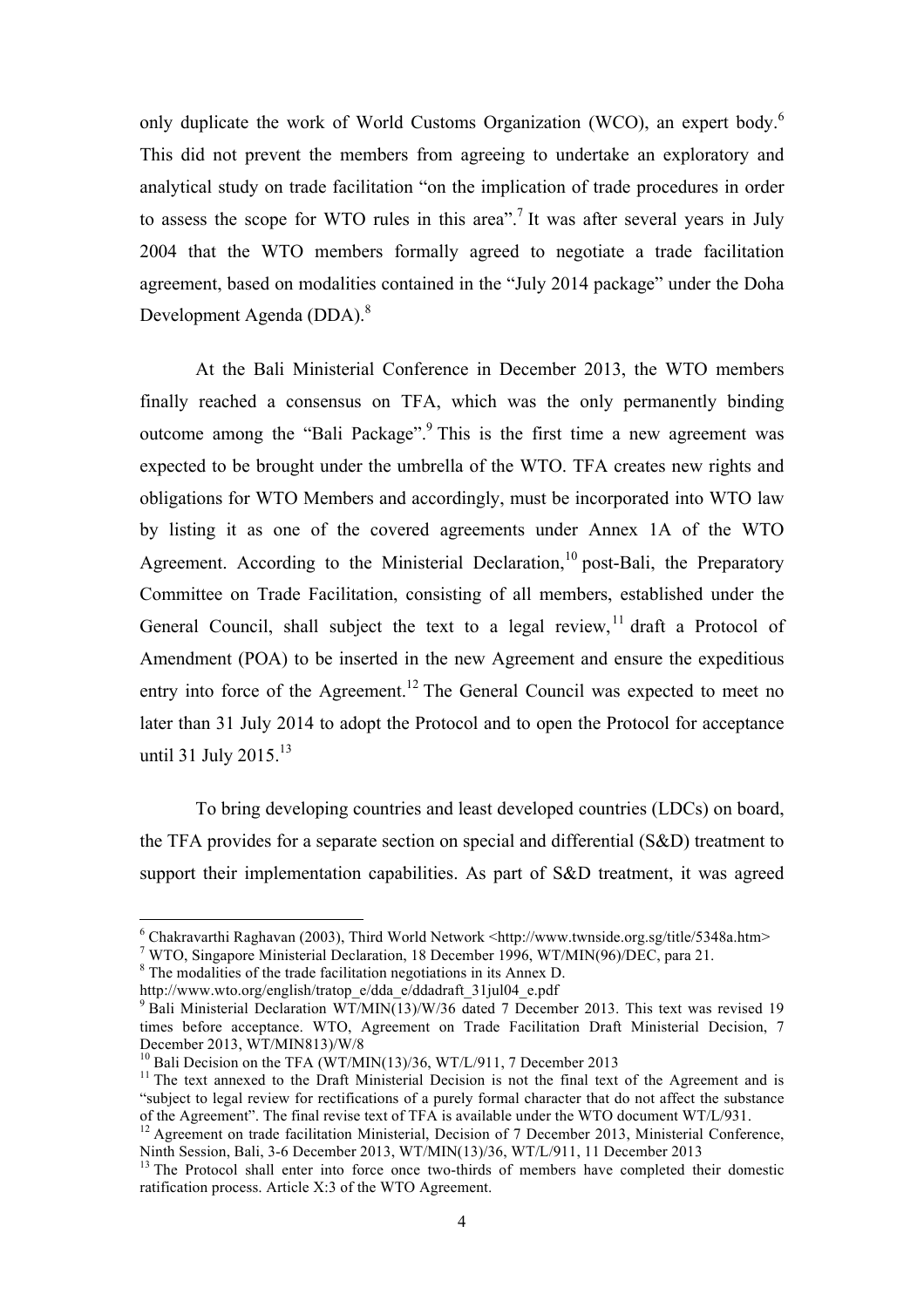only duplicate the work of World Customs Organization (WCO), an expert body.[6] This did not prevent the members from agreeing to undertake an exploratory and analytical study on trade facilitation "on the implication of trade procedures in order to assess the scope for WTO rules in this area".[7] It was after several years in July 2004 that the WTO members formally agreed to negotiate a trade facilitation agreement, based on modalities contained in the "July 2014 package" under the Doha Development Agenda (DDA).[8]

At the Bali Ministerial Conference in December 2013, the WTO members finally reached a consensus on TFA, which was the only permanently binding outcome among the "Bali Package".[9] This is the first time a new agreement was expected to be brought under the umbrella of the WTO. TFA creates new rights and obligations for WTO Members and accordingly, must be incorporated into WTO law by listing it as one of the covered agreements under Annex 1A of the WTO Agreement. According to the Ministerial Declaration,[10] post-Bali, the Preparatory Committee on Trade Facilitation, consisting of all members, established under the General Council, shall subject the text to a legal review,[11] draft a Protocol of Amendment (POA) to be inserted in the new Agreement and ensure the expeditious entry into force of the Agreement.[12] The General Council was expected to meet no later than 31 July 2014 to adopt the Protocol and to open the Protocol for acceptance until 31 July 2015.[13]

To bring developing countries and least developed countries (LDCs) on board, the TFA provides for a separate section on special and differential (S&D) treatment to support their implementation capabilities. As part of S&D treatment, it was agreed

---

[6] Chakravarthi Raghavan (2003), Third World Network <http://www.twnside.org.sg/title/5348a.htm>

[7] WTO, Singapore Ministerial Declaration, 18 December 1996, WT/MIN(96)/DEC, para 21.

[8] The modalities of the trade facilitation negotiations in its Annex D. http://www.wto.org/english/tratop_e/dda_e/ddadraft_31jul04_e.pdf

[9] Bali Ministerial Declaration WT/MIN(13)/W/36 dated 7 December 2013. This text was revised 19 times before acceptance. WTO, Agreement on Trade Facilitation Draft Ministerial Decision, 7 December 2013, WT/MIN813)/W/8

[10] Bali Decision on the TFA (WT/MIN(13)/36, WT/L/911, 7 December 2013

[11] The text annexed to the Draft Ministerial Decision is not the final text of the Agreement and is "subject to legal review for rectifications of a purely formal character that do not affect the substance of the Agreement". The final revise text of TFA is available under the WTO document WT/L/931.

[12] Agreement on trade facilitation Ministerial, Decision of 7 December 2013, Ministerial Conference, Ninth Session, Bali, 3-6 December 2013, WT/MIN(13)/36, WT/L/911, 11 December 2013

[13] The Protocol shall enter into force once two-thirds of members have completed their domestic ratification process. Article X:3 of the WTO Agreement.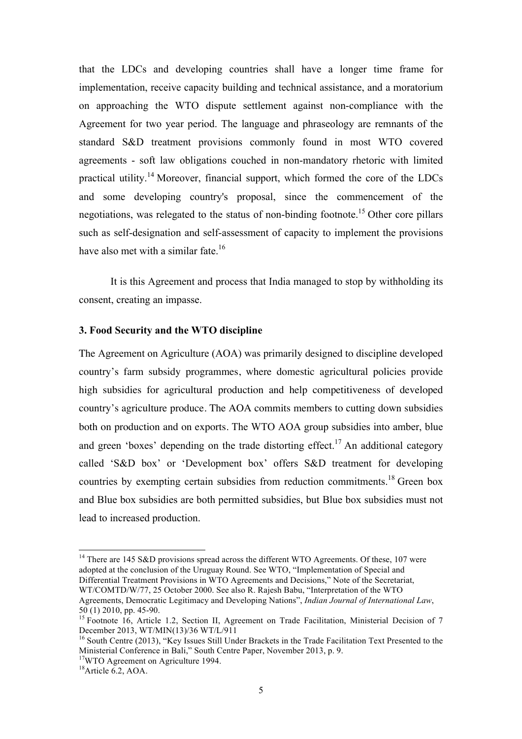that the LDCs and developing countries shall have a longer time frame for implementation, receive capacity building and technical assistance, and a moratorium on approaching the WTO dispute settlement against non-compliance with the Agreement for two year period. The language and phraseology are remnants of the standard S&D treatment provisions commonly found in most WTO covered agreements - soft law obligations couched in non-mandatory rhetoric with limited practical utility.[14] Moreover, financial support, which formed the core of the LDCs and some developing country's proposal, since the commencement of the negotiations, was relegated to the status of non-binding footnote.[15] Other core pillars such as self-designation and self-assessment of capacity to implement the provisions have also met with a similar fate.[16]

It is this Agreement and process that India managed to stop by withholding its consent, creating an impasse.

### 3. Food Security and the WTO discipline

The Agreement on Agriculture (AOA) was primarily designed to discipline developed country's farm subsidy programmes, where domestic agricultural policies provide high subsidies for agricultural production and help competitiveness of developed country's agriculture produce. The AOA commits members to cutting down subsidies both on production and on exports. The WTO AOA group subsidies into amber, blue and green 'boxes' depending on the trade distorting effect.[17] An additional category called 'S&D box' or 'Development box' offers S&D treatment for developing countries by exempting certain subsidies from reduction commitments.[18] Green box and Blue box subsidies are both permitted subsidies, but Blue box subsidies must not lead to increased production.

---

[14] There are 145 S&D provisions spread across the different WTO Agreements. Of these, 107 were adopted at the conclusion of the Uruguay Round. See WTO, "Implementation of Special and Differential Treatment Provisions in WTO Agreements and Decisions," Note of the Secretariat, WT/COMTD/W/77, 25 October 2000. See also R. Rajesh Babu, "Interpretation of the WTO Agreements, Democratic Legitimacy and Developing Nations", *Indian Journal of International Law*, 50 (1) 2010, pp. 45-90.

[15] Footnote 16, Article 1.2, Section II, Agreement on Trade Facilitation, Ministerial Decision of 7 December 2013, WT/MIN(13)/36 WT/L/911

[16] South Centre (2013), "Key Issues Still Under Brackets in the Trade Facilitation Text Presented to the Ministerial Conference in Bali," South Centre Paper, November 2013, p. 9.

[17] WTO Agreement on Agriculture 1994.

[18] Article 6.2, AOA.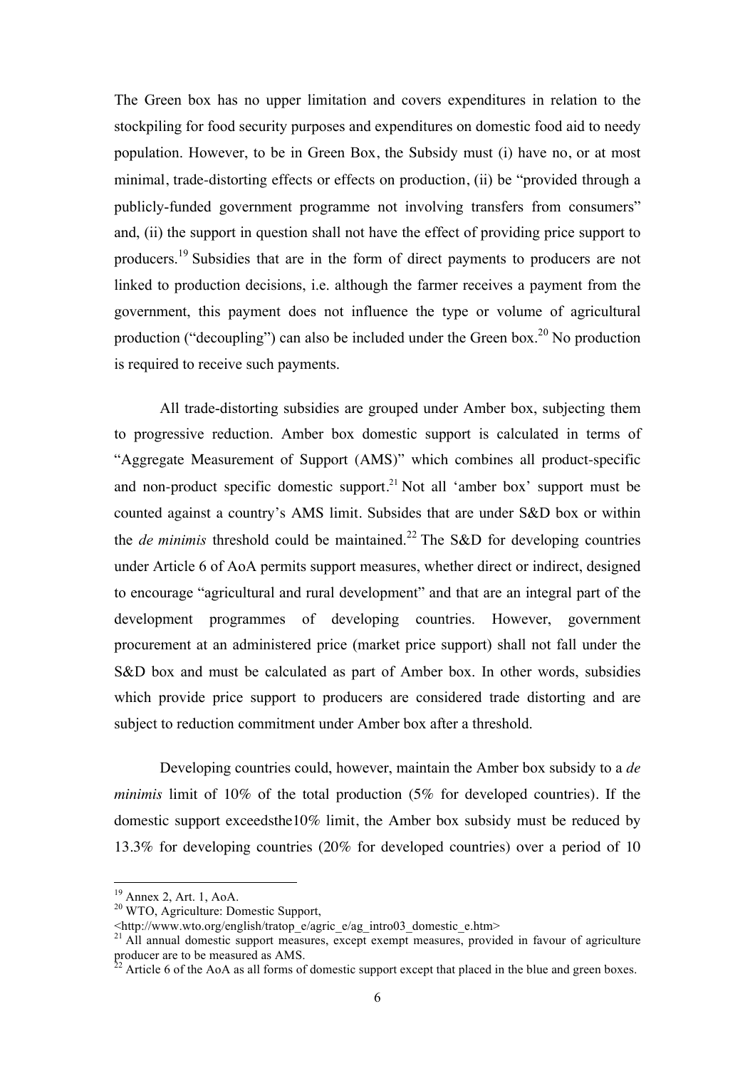The Green box has no upper limitation and covers expenditures in relation to the stockpiling for food security purposes and expenditures on domestic food aid to needy population. However, to be in Green Box, the Subsidy must (i) have no, or at most minimal, trade-distorting effects or effects on production, (ii) be "provided through a publicly-funded government programme not involving transfers from consumers" and, (ii) the support in question shall not have the effect of providing price support to producers.[19] Subsidies that are in the form of direct payments to producers are not linked to production decisions, i.e. although the farmer receives a payment from the government, this payment does not influence the type or volume of agricultural production ("decoupling") can also be included under the Green box.[20] No production is required to receive such payments.

All trade-distorting subsidies are grouped under Amber box, subjecting them to progressive reduction. Amber box domestic support is calculated in terms of "Aggregate Measurement of Support (AMS)" which combines all product-specific and non-product specific domestic support.[21] Not all 'amber box' support must be counted against a country's AMS limit. Subsides that are under S&D box or within the *de minimis* threshold could be maintained.[22] The S&D for developing countries under Article 6 of AoA permits support measures, whether direct or indirect, designed to encourage "agricultural and rural development" and that are an integral part of the development programmes of developing countries. However, government procurement at an administered price (market price support) shall not fall under the S&D box and must be calculated as part of Amber box. In other words, subsidies which provide price support to producers are considered trade distorting and are subject to reduction commitment under Amber box after a threshold.

Developing countries could, however, maintain the Amber box subsidy to a *de minimis* limit of 10% of the total production (5% for developed countries). If the domestic support exceedsthe10% limit, the Amber box subsidy must be reduced by 13.3% for developing countries (20% for developed countries) over a period of 10

---

[19] Annex 2, Art. 1, AoA.

[20] WTO, Agriculture: Domestic Support, <http://www.wto.org/english/tratop_e/agric_e/ag_intro03_domestic_e.htm>

[21] All annual domestic support measures, except exempt measures, provided in favour of agriculture producer are to be measured as AMS.

[22] Article 6 of the AoA as all forms of domestic support except that placed in the blue and green boxes.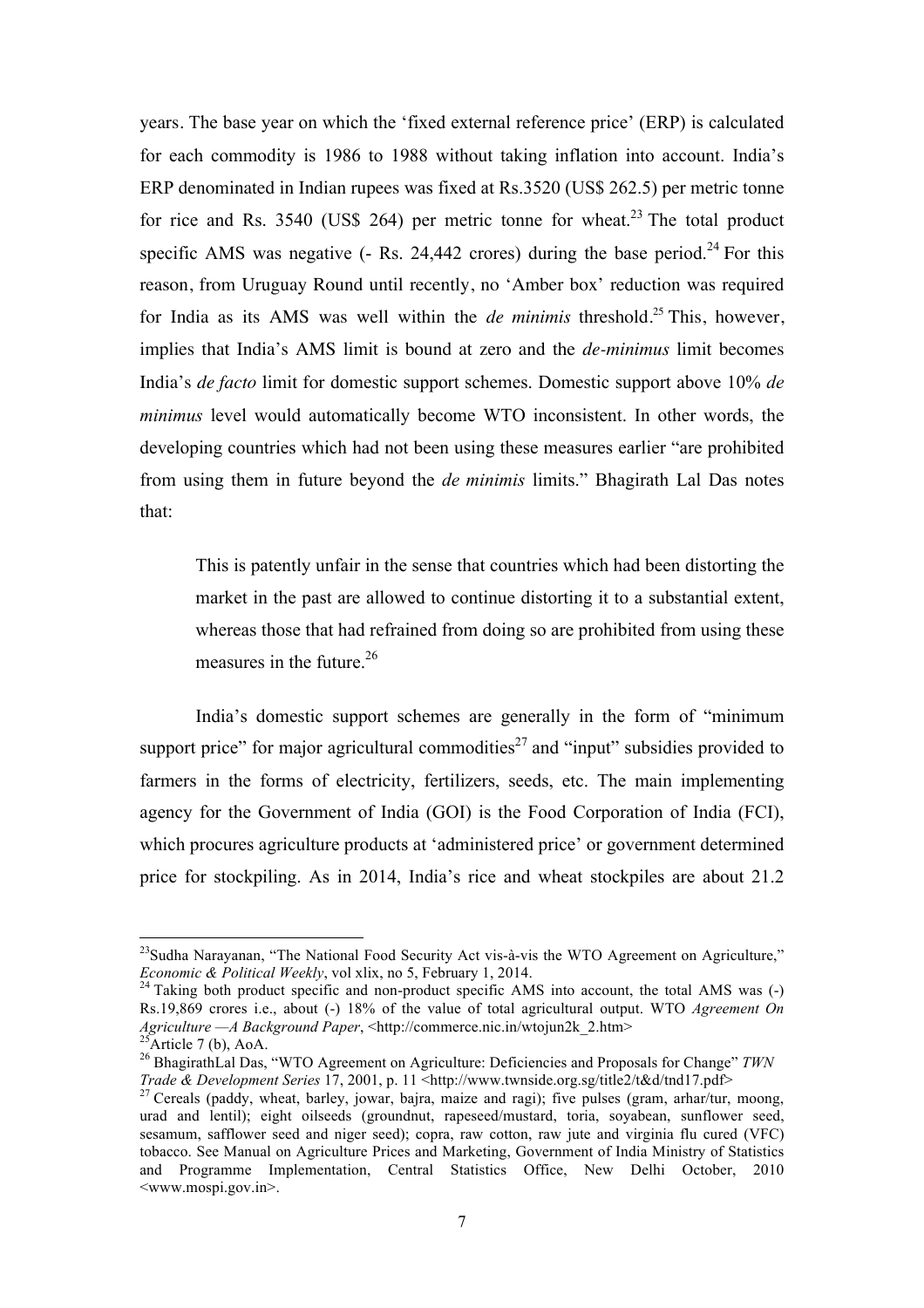years. The base year on which the 'fixed external reference price' (ERP) is calculated for each commodity is 1986 to 1988 without taking inflation into account. India's ERP denominated in Indian rupees was fixed at Rs.3520 (US$ 262.5) per metric tonne for rice and Rs. 3540 (US$ 264) per metric tonne for wheat.[23] The total product specific AMS was negative (- Rs. 24,442 crores) during the base period.[24] For this reason, from Uruguay Round until recently, no 'Amber box' reduction was required for India as its AMS was well within the *de minimis* threshold.[25] This, however, implies that India's AMS limit is bound at zero and the *de-minimus* limit becomes India's *de facto* limit for domestic support schemes. Domestic support above 10% *de minimus* level would automatically become WTO inconsistent. In other words, the developing countries which had not been using these measures earlier "are prohibited from using them in future beyond the *de minimis* limits." Bhagirath Lal Das notes that:

> This is patently unfair in the sense that countries which had been distorting the market in the past are allowed to continue distorting it to a substantial extent, whereas those that had refrained from doing so are prohibited from using these measures in the future.[26]

India's domestic support schemes are generally in the form of "minimum support price" for major agricultural commodities[27] and "input" subsidies provided to farmers in the forms of electricity, fertilizers, seeds, etc. The main implementing agency for the Government of India (GOI) is the Food Corporation of India (FCI), which procures agriculture products at 'administered price' or government determined price for stockpiling. As in 2014, India's rice and wheat stockpiles are about 21.2

---

[23] Sudha Narayanan, "The National Food Security Act vis-à-vis the WTO Agreement on Agriculture," *Economic & Political Weekly*, vol xlix, no 5, February 1, 2014.

[24] Taking both product specific and non-product specific AMS into account, the total AMS was (-) Rs.19,869 crores i.e., about (-) 18% of the value of total agricultural output. WTO *Agreement On Agriculture —A Background Paper*, <http://commerce.nic.in/wtojun2k_2.htm>

[25] Article 7 (b), AoA.

[26] BhagirathLal Das, "WTO Agreement on Agriculture: Deficiencies and Proposals for Change" *TWN Trade & Development Series* 17, 2001, p. 11 <http://www.twnside.org.sg/title2/t&d/tnd17.pdf>

[27] Cereals (paddy, wheat, barley, jowar, bajra, maize and ragi); five pulses (gram, arhar/tur, moong, urad and lentil); eight oilseeds (groundnut, rapeseed/mustard, toria, soyabean, sunflower seed, sesamum, safflower seed and niger seed); copra, raw cotton, raw jute and virginia flu cured (VFC) tobacco. See Manual on Agriculture Prices and Marketing, Government of India Ministry of Statistics and Programme Implementation, Central Statistics Office, New Delhi October, 2010 <www.mospi.gov.in>.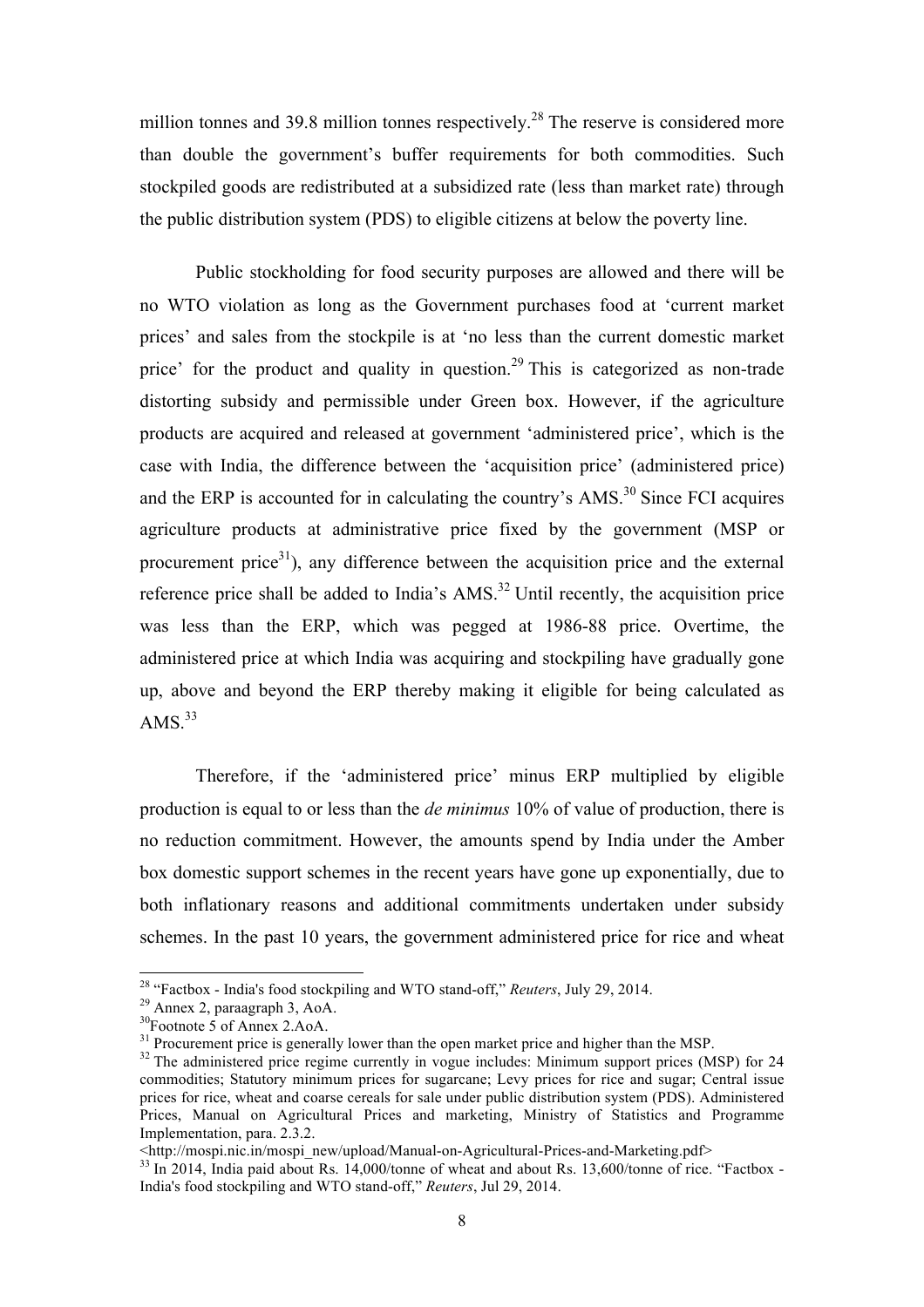million tonnes and 39.8 million tonnes respectively.[28] The reserve is considered more than double the government's buffer requirements for both commodities. Such stockpiled goods are redistributed at a subsidized rate (less than market rate) through the public distribution system (PDS) to eligible citizens at below the poverty line.

Public stockholding for food security purposes are allowed and there will be no WTO violation as long as the Government purchases food at 'current market prices' and sales from the stockpile is at 'no less than the current domestic market price' for the product and quality in question.[29] This is categorized as non-trade distorting subsidy and permissible under Green box. However, if the agriculture products are acquired and released at government 'administered price', which is the case with India, the difference between the 'acquisition price' (administered price) and the ERP is accounted for in calculating the country's AMS.[30] Since FCI acquires agriculture products at administrative price fixed by the government (MSP or procurement price[31]), any difference between the acquisition price and the external reference price shall be added to India's AMS.[32] Until recently, the acquisition price was less than the ERP, which was pegged at 1986-88 price. Overtime, the administered price at which India was acquiring and stockpiling have gradually gone up, above and beyond the ERP thereby making it eligible for being calculated as AMS.[33]

Therefore, if the 'administered price' minus ERP multiplied by eligible production is equal to or less than the *de minimus* 10% of value of production, there is no reduction commitment. However, the amounts spend by India under the Amber box domestic support schemes in the recent years have gone up exponentially, due to both inflationary reasons and additional commitments undertaken under subsidy schemes. In the past 10 years, the government administered price for rice and wheat

---

[28] "Factbox - India's food stockpiling and WTO stand-off," *Reuters*, July 29, 2014.

[29] Annex 2, paraagraph 3, AoA.

[30] Footnote 5 of Annex 2.AoA.

[31] Procurement price is generally lower than the open market price and higher than the MSP.

[32] The administered price regime currently in vogue includes: Minimum support prices (MSP) for 24 commodities; Statutory minimum prices for sugarcane; Levy prices for rice and sugar; Central issue prices for rice, wheat and coarse cereals for sale under public distribution system (PDS). Administered Prices, Manual on Agricultural Prices and marketing, Ministry of Statistics and Programme Implementation, para. 2.3.2. <http://mospi.nic.in/mospi_new/upload/Manual-on-Agricultural-Prices-and-Marketing.pdf>

[33] In 2014, India paid about Rs. 14,000/tonne of wheat and about Rs. 13,600/tonne of rice. "Factbox - India's food stockpiling and WTO stand-off," *Reuters*, Jul 29, 2014.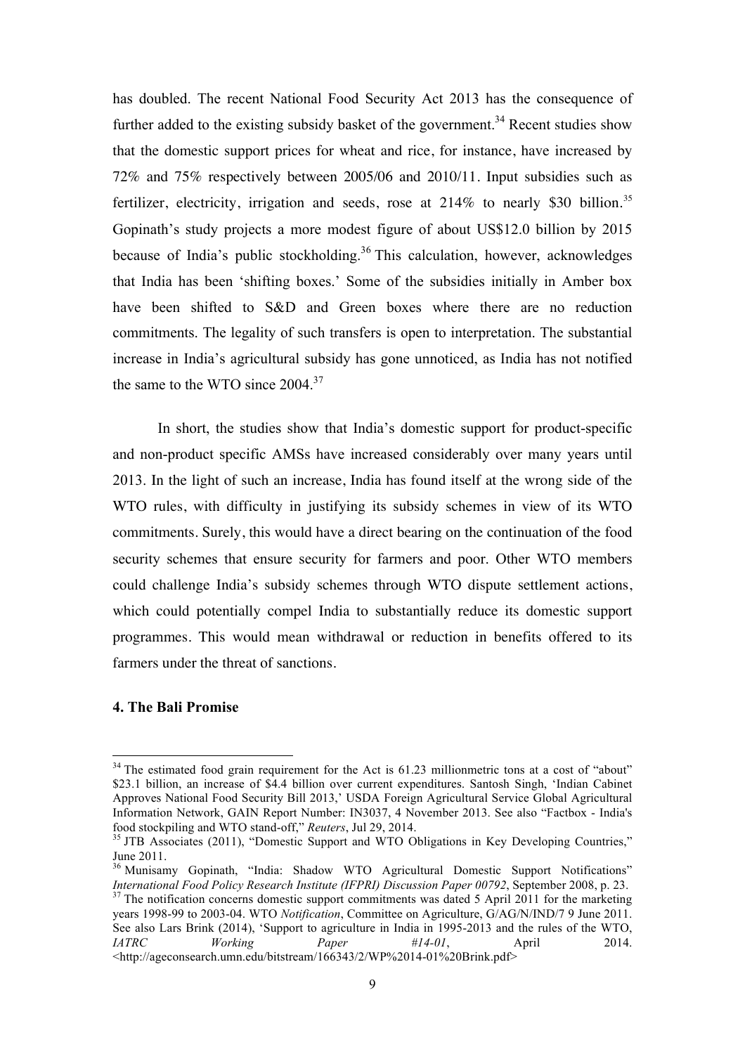has doubled. The recent National Food Security Act 2013 has the consequence of further added to the existing subsidy basket of the government.[34] Recent studies show that the domestic support prices for wheat and rice, for instance, have increased by 72% and 75% respectively between 2005/06 and 2010/11. Input subsidies such as fertilizer, electricity, irrigation and seeds, rose at 214% to nearly $30 billion.[35] Gopinath's study projects a more modest figure of about US$12.0 billion by 2015 because of India's public stockholding.[36] This calculation, however, acknowledges that India has been 'shifting boxes.' Some of the subsidies initially in Amber box have been shifted to S&D and Green boxes where there are no reduction commitments. The legality of such transfers is open to interpretation. The substantial increase in India's agricultural subsidy has gone unnoticed, as India has not notified the same to the WTO since 2004.[37]

In short, the studies show that India's domestic support for product-specific and non-product specific AMSs have increased considerably over many years until 2013. In the light of such an increase, India has found itself at the wrong side of the WTO rules, with difficulty in justifying its subsidy schemes in view of its WTO commitments. Surely, this would have a direct bearing on the continuation of the food security schemes that ensure security for farmers and poor. Other WTO members could challenge India's subsidy schemes through WTO dispute settlement actions, which could potentially compel India to substantially reduce its domestic support programmes. This would mean withdrawal or reduction in benefits offered to its farmers under the threat of sanctions.

### 4. The Bali Promise

---

[34] The estimated food grain requirement for the Act is 61.23 millionmetric tons at a cost of "about" $23.1 billion, an increase of $4.4 billion over current expenditures. Santosh Singh, 'Indian Cabinet Approves National Food Security Bill 2013,' USDA Foreign Agricultural Service Global Agricultural Information Network, GAIN Report Number: IN3037, 4 November 2013. See also "Factbox - India's food stockpiling and WTO stand-off," *Reuters*, Jul 29, 2014.

[35] JTB Associates (2011), "Domestic Support and WTO Obligations in Key Developing Countries," June 2011.

[36] Munisamy Gopinath, "India: Shadow WTO Agricultural Domestic Support Notifications" *International Food Policy Research Institute (IFPRI) Discussion Paper 00792*, September 2008, p. 23.

[37] The notification concerns domestic support commitments was dated 5 April 2011 for the marketing years 1998-99 to 2003-04. WTO *Notification*, Committee on Agriculture, G/AG/N/IND/7 9 June 2011. See also Lars Brink (2014), 'Support to agriculture in India in 1995-2013 and the rules of the WTO, *IATRC Working Paper #14-01*, April 2014. <http://ageconsearch.umn.edu/bitstream/166343/2/WP%2014-01%20Brink.pdf>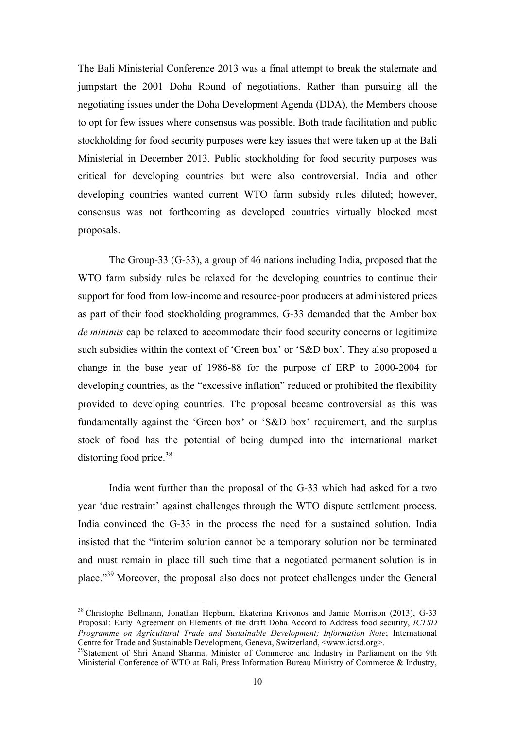The Bali Ministerial Conference 2013 was a final attempt to break the stalemate and jumpstart the 2001 Doha Round of negotiations. Rather than pursuing all the negotiating issues under the Doha Development Agenda (DDA), the Members choose to opt for few issues where consensus was possible. Both trade facilitation and public stockholding for food security purposes were key issues that were taken up at the Bali Ministerial in December 2013. Public stockholding for food security purposes was critical for developing countries but were also controversial. India and other developing countries wanted current WTO farm subsidy rules diluted; however, consensus was not forthcoming as developed countries virtually blocked most proposals.

The Group-33 (G-33), a group of 46 nations including India, proposed that the WTO farm subsidy rules be relaxed for the developing countries to continue their support for food from low-income and resource-poor producers at administered prices as part of their food stockholding programmes. G-33 demanded that the Amber box *de minimis* cap be relaxed to accommodate their food security concerns or legitimize such subsidies within the context of 'Green box' or 'S&D box'. They also proposed a change in the base year of 1986-88 for the purpose of ERP to 2000-2004 for developing countries, as the "excessive inflation" reduced or prohibited the flexibility provided to developing countries. The proposal became controversial as this was fundamentally against the 'Green box' or 'S&D box' requirement, and the surplus stock of food has the potential of being dumped into the international market distorting food price.[38]

India went further than the proposal of the G-33 which had asked for a two year 'due restraint' against challenges through the WTO dispute settlement process. India convinced the G-33 in the process the need for a sustained solution. India insisted that the "interim solution cannot be a temporary solution nor be terminated and must remain in place till such time that a negotiated permanent solution is in place."[39] Moreover, the proposal also does not protect challenges under the General

---

[38] Christophe Bellmann, Jonathan Hepburn, Ekaterina Krivonos and Jamie Morrison (2013), G-33 Proposal: Early Agreement on Elements of the draft Doha Accord to Address food security, *ICTSD Programme on Agricultural Trade and Sustainable Development; Information Note*; International Centre for Trade and Sustainable Development, Geneva, Switzerland, <www.ictsd.org>.

[39] Statement of Shri Anand Sharma, Minister of Commerce and Industry in Parliament on the 9th Ministerial Conference of WTO at Bali, Press Information Bureau Ministry of Commerce & Industry,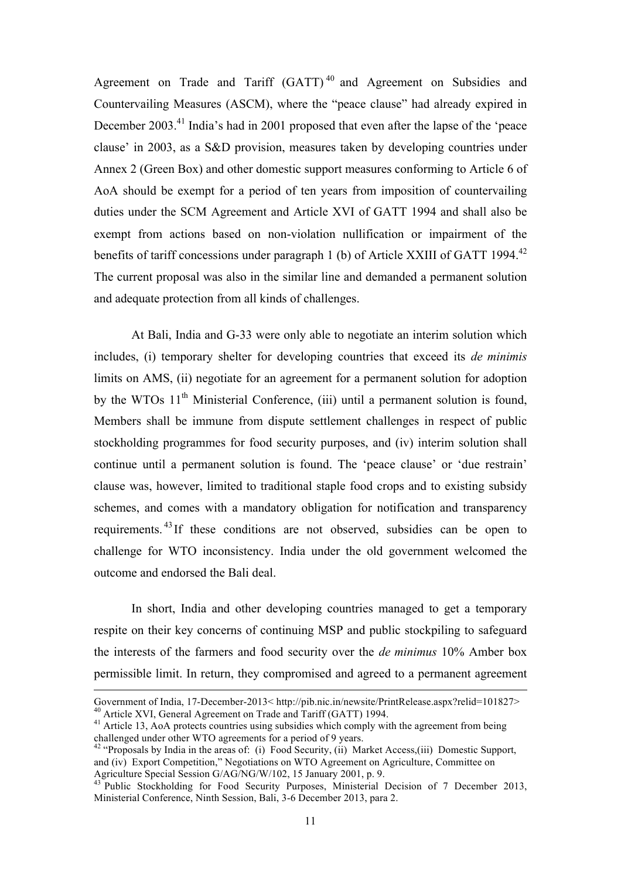Agreement on Trade and Tariff (GATT)[40] and Agreement on Subsidies and Countervailing Measures (ASCM), where the "peace clause" had already expired in December 2003.[41] India's had in 2001 proposed that even after the lapse of the 'peace clause' in 2003, as a S&D provision, measures taken by developing countries under Annex 2 (Green Box) and other domestic support measures conforming to Article 6 of AoA should be exempt for a period of ten years from imposition of countervailing duties under the SCM Agreement and Article XVI of GATT 1994 and shall also be exempt from actions based on non-violation nullification or impairment of the benefits of tariff concessions under paragraph 1 (b) of Article XXIII of GATT 1994.[42] The current proposal was also in the similar line and demanded a permanent solution and adequate protection from all kinds of challenges.

At Bali, India and G-33 were only able to negotiate an interim solution which includes, (i) temporary shelter for developing countries that exceed its *de minimis* limits on AMS, (ii) negotiate for an agreement for a permanent solution for adoption by the WTOs 11th Ministerial Conference, (iii) until a permanent solution is found, Members shall be immune from dispute settlement challenges in respect of public stockholding programmes for food security purposes, and (iv) interim solution shall continue until a permanent solution is found. The 'peace clause' or 'due restrain' clause was, however, limited to traditional staple food crops and to existing subsidy schemes, and comes with a mandatory obligation for notification and transparency requirements.[43] If these conditions are not observed, subsidies can be open to challenge for WTO inconsistency. India under the old government welcomed the outcome and endorsed the Bali deal.

In short, India and other developing countries managed to get a temporary respite on their key concerns of continuing MSP and public stockpiling to safeguard the interests of the farmers and food security over the *de minimus* 10% Amber box permissible limit. In return, they compromised and agreed to a permanent agreement

---

Government of India, 17-December-2013< http://pib.nic.in/newsite/PrintRelease.aspx?relid=101827>

[40] Article XVI, General Agreement on Trade and Tariff (GATT) 1994.

[41] Article 13, AoA protects countries using subsidies which comply with the agreement from being challenged under other WTO agreements for a period of 9 years.

[42] "Proposals by India in the areas of: (i) Food Security, (ii) Market Access,(iii) Domestic Support, and (iv) Export Competition," Negotiations on WTO Agreement on Agriculture, Committee on Agriculture Special Session G/AG/NG/W/102, 15 January 2001, p. 9.

[43] Public Stockholding for Food Security Purposes, Ministerial Decision of 7 December 2013, Ministerial Conference, Ninth Session, Bali, 3-6 December 2013, para 2.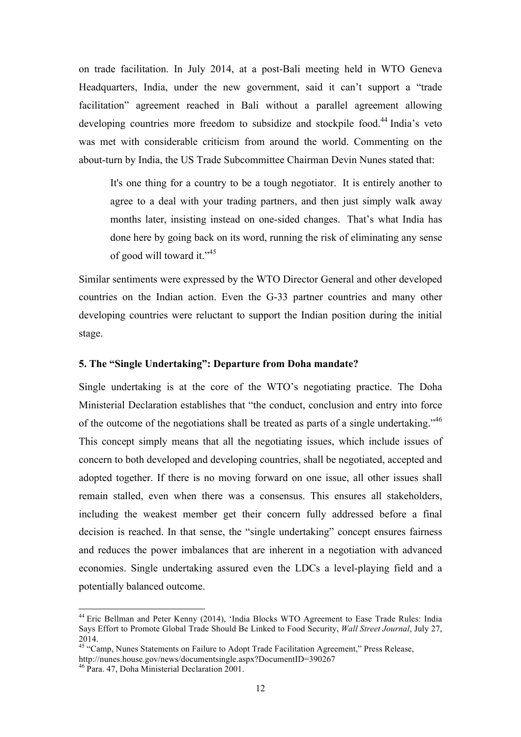on trade facilitation. In July 2014, at a post-Bali meeting held in WTO Geneva Headquarters, India, under the new government, said it can't support a "trade facilitation" agreement reached in Bali without a parallel agreement allowing developing countries more freedom to subsidize and stockpile food.[44] India's veto was met with considerable criticism from around the world. Commenting on the about-turn by India, the US Trade Subcommittee Chairman Devin Nunes stated that:

> It's one thing for a country to be a tough negotiator. It is entirely another to agree to a deal with your trading partners, and then just simply walk away months later, insisting instead on one-sided changes. That's what India has done here by going back on its word, running the risk of eliminating any sense of good will toward it."[45]

Similar sentiments were expressed by the WTO Director General and other developed countries on the Indian action. Even the G-33 partner countries and many other developing countries were reluctant to support the Indian position during the initial stage.

### 5. The "Single Undertaking": Departure from Doha mandate?

Single undertaking is at the core of the WTO's negotiating practice. The Doha Ministerial Declaration establishes that "the conduct, conclusion and entry into force of the outcome of the negotiations shall be treated as parts of a single undertaking."[46] This concept simply means that all the negotiating issues, which include issues of concern to both developed and developing countries, shall be negotiated, accepted and adopted together. If there is no moving forward on one issue, all other issues shall remain stalled, even when there was a consensus. This ensures all stakeholders, including the weakest member get their concern fully addressed before a final decision is reached. In that sense, the "single undertaking" concept ensures fairness and reduces the power imbalances that are inherent in a negotiation with advanced economies. Single undertaking assured even the LDCs a level-playing field and a potentially balanced outcome.

---

[44] Eric Bellman and Peter Kenny (2014), 'India Blocks WTO Agreement to Ease Trade Rules: India Says Effort to Promote Global Trade Should Be Linked to Food Security, *Wall Street Journal*, July 27, 2014.

[45] "Camp, Nunes Statements on Failure to Adopt Trade Facilitation Agreement," Press Release, http://nunes.house.gov/news/documentsingle.aspx?DocumentID=390267

[46] Para. 47, Doha Ministerial Declaration 2001.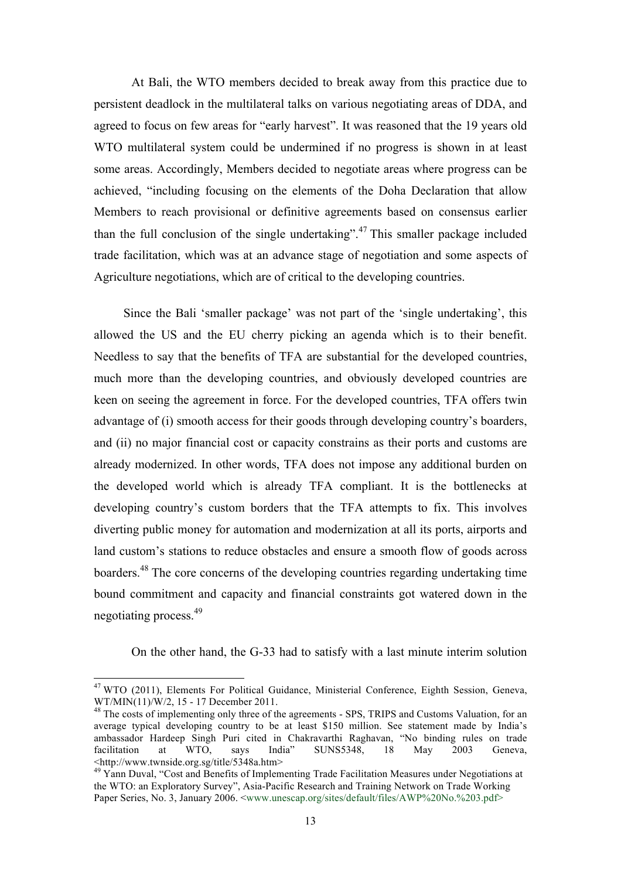At Bali, the WTO members decided to break away from this practice due to persistent deadlock in the multilateral talks on various negotiating areas of DDA, and agreed to focus on few areas for "early harvest". It was reasoned that the 19 years old WTO multilateral system could be undermined if no progress is shown in at least some areas. Accordingly, Members decided to negotiate areas where progress can be achieved, "including focusing on the elements of the Doha Declaration that allow Members to reach provisional or definitive agreements based on consensus earlier than the full conclusion of the single undertaking".[47] This smaller package included trade facilitation, which was at an advance stage of negotiation and some aspects of Agriculture negotiations, which are of critical to the developing countries.

Since the Bali 'smaller package' was not part of the 'single undertaking', this allowed the US and the EU cherry picking an agenda which is to their benefit. Needless to say that the benefits of TFA are substantial for the developed countries, much more than the developing countries, and obviously developed countries are keen on seeing the agreement in force. For the developed countries, TFA offers twin advantage of (i) smooth access for their goods through developing country's boarders, and (ii) no major financial cost or capacity constrains as their ports and customs are already modernized. In other words, TFA does not impose any additional burden on the developed world which is already TFA compliant. It is the bottlenecks at developing country's custom borders that the TFA attempts to fix. This involves diverting public money for automation and modernization at all its ports, airports and land custom's stations to reduce obstacles and ensure a smooth flow of goods across boarders.[48] The core concerns of the developing countries regarding undertaking time bound commitment and capacity and financial constraints got watered down in the negotiating process.[49]

On the other hand, the G-33 had to satisfy with a last minute interim solution

---

[47] WTO (2011), Elements For Political Guidance, Ministerial Conference, Eighth Session, Geneva, WT/MIN(11)/W/2, 15 - 17 December 2011.

[48] The costs of implementing only three of the agreements - SPS, TRIPS and Customs Valuation, for an average typical developing country to be at least $150 million. See statement made by India's ambassador Hardeep Singh Puri cited in Chakravarthi Raghavan, "No binding rules on trade facilitation at WTO, says India" SUNS5348, 18 May 2003 Geneva, <http://www.twnside.org.sg/title/5348a.htm>

[49] Yann Duval, "Cost and Benefits of Implementing Trade Facilitation Measures under Negotiations at the WTO: an Exploratory Survey", Asia-Pacific Research and Training Network on Trade Working Paper Series, No. 3, January 2006. <www.unescap.org/sites/default/files/AWP%20No.%203.pdf>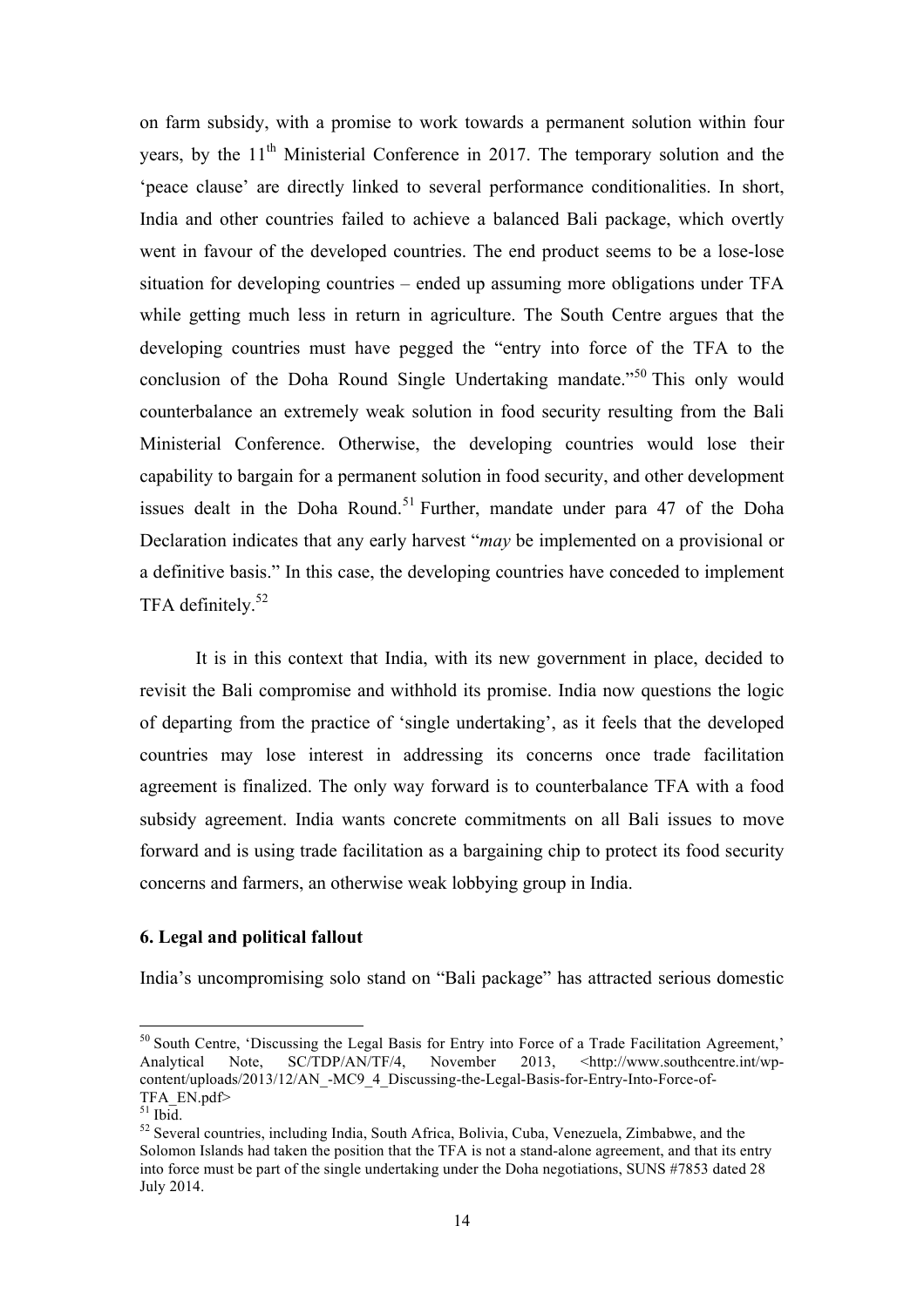on farm subsidy, with a promise to work towards a permanent solution within four years, by the 11th Ministerial Conference in 2017. The temporary solution and the 'peace clause' are directly linked to several performance conditionalities. In short, India and other countries failed to achieve a balanced Bali package, which overtly went in favour of the developed countries. The end product seems to be a lose-lose situation for developing countries – ended up assuming more obligations under TFA while getting much less in return in agriculture. The South Centre argues that the developing countries must have pegged the "entry into force of the TFA to the conclusion of the Doha Round Single Undertaking mandate."[50] This only would counterbalance an extremely weak solution in food security resulting from the Bali Ministerial Conference. Otherwise, the developing countries would lose their capability to bargain for a permanent solution in food security, and other development issues dealt in the Doha Round.[51] Further, mandate under para 47 of the Doha Declaration indicates that any early harvest "*may* be implemented on a provisional or a definitive basis." In this case, the developing countries have conceded to implement TFA definitely.[52]

It is in this context that India, with its new government in place, decided to revisit the Bali compromise and withhold its promise. India now questions the logic of departing from the practice of 'single undertaking', as it feels that the developed countries may lose interest in addressing its concerns once trade facilitation agreement is finalized. The only way forward is to counterbalance TFA with a food subsidy agreement. India wants concrete commitments on all Bali issues to move forward and is using trade facilitation as a bargaining chip to protect its food security concerns and farmers, an otherwise weak lobbying group in India.

### 6. Legal and political fallout

India's uncompromising solo stand on "Bali package" has attracted serious domestic

---

[50] South Centre, 'Discussing the Legal Basis for Entry into Force of a Trade Facilitation Agreement,' Analytical Note, SC/TDP/AN/TF/4, November 2013, <http://www.southcentre.int/wp-content/uploads/2013/12/AN_-MC9_4_Discussing-the-Legal-Basis-for-Entry-Into-Force-of-TFA_EN.pdf>

[51] Ibid.

[52] Several countries, including India, South Africa, Bolivia, Cuba, Venezuela, Zimbabwe, and the Solomon Islands had taken the position that the TFA is not a stand-alone agreement, and that its entry into force must be part of the single undertaking under the Doha negotiations, SUNS #7853 dated 28 July 2014.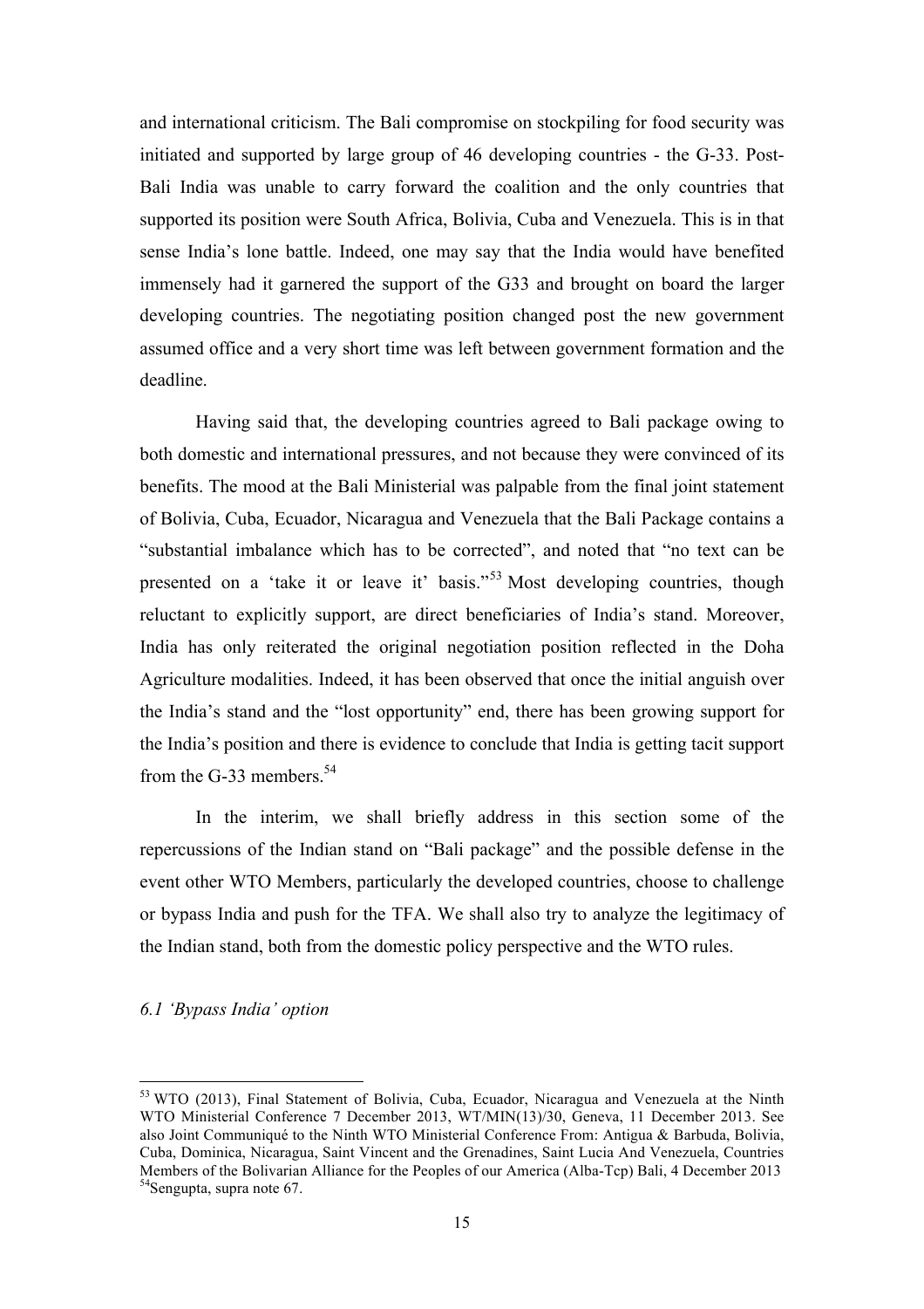and international criticism. The Bali compromise on stockpiling for food security was initiated and supported by large group of 46 developing countries - the G-33. Post-Bali India was unable to carry forward the coalition and the only countries that supported its position were South Africa, Bolivia, Cuba and Venezuela. This is in that sense India's lone battle. Indeed, one may say that the India would have benefited immensely had it garnered the support of the G33 and brought on board the larger developing countries. The negotiating position changed post the new government assumed office and a very short time was left between government formation and the deadline.

Having said that, the developing countries agreed to Bali package owing to both domestic and international pressures, and not because they were convinced of its benefits. The mood at the Bali Ministerial was palpable from the final joint statement of Bolivia, Cuba, Ecuador, Nicaragua and Venezuela that the Bali Package contains a "substantial imbalance which has to be corrected", and noted that "no text can be presented on a 'take it or leave it' basis."[53] Most developing countries, though reluctant to explicitly support, are direct beneficiaries of India's stand. Moreover, India has only reiterated the original negotiation position reflected in the Doha Agriculture modalities. Indeed, it has been observed that once the initial anguish over the India's stand and the "lost opportunity" end, there has been growing support for the India's position and there is evidence to conclude that India is getting tacit support from the G-33 members.[54]

In the interim, we shall briefly address in this section some of the repercussions of the Indian stand on "Bali package" and the possible defense in the event other WTO Members, particularly the developed countries, choose to challenge or bypass India and push for the TFA. We shall also try to analyze the legitimacy of the Indian stand, both from the domestic policy perspective and the WTO rules.

### *6.1 'Bypass India' option*

---

[53] WTO (2013), Final Statement of Bolivia, Cuba, Ecuador, Nicaragua and Venezuela at the Ninth WTO Ministerial Conference 7 December 2013, WT/MIN(13)/30, Geneva, 11 December 2013. See also Joint Communiqué to the Ninth WTO Ministerial Conference From: Antigua & Barbuda, Bolivia, Cuba, Dominica, Nicaragua, Saint Vincent and the Grenadines, Saint Lucia And Venezuela, Countries Members of the Bolivarian Alliance for the Peoples of our America (Alba-Tcp) Bali, 4 December 2013

[54] Sengupta, supra note 67.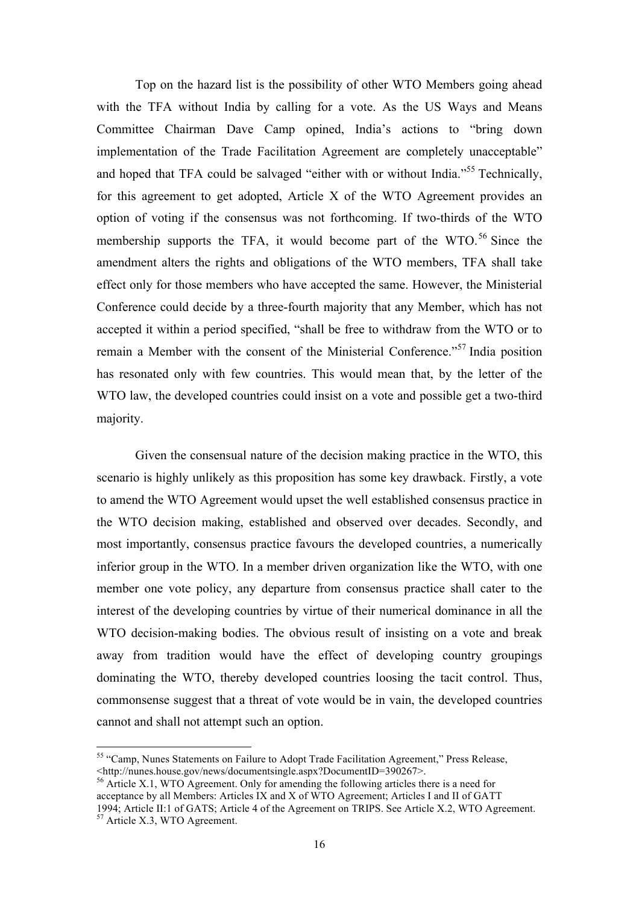Top on the hazard list is the possibility of other WTO Members going ahead with the TFA without India by calling for a vote. As the US Ways and Means Committee Chairman Dave Camp opined, India's actions to "bring down implementation of the Trade Facilitation Agreement are completely unacceptable" and hoped that TFA could be salvaged "either with or without India."[55] Technically, for this agreement to get adopted, Article X of the WTO Agreement provides an option of voting if the consensus was not forthcoming. If two-thirds of the WTO membership supports the TFA, it would become part of the WTO.[56] Since the amendment alters the rights and obligations of the WTO members, TFA shall take effect only for those members who have accepted the same. However, the Ministerial Conference could decide by a three-fourth majority that any Member, which has not accepted it within a period specified, "shall be free to withdraw from the WTO or to remain a Member with the consent of the Ministerial Conference."[57] India position has resonated only with few countries. This would mean that, by the letter of the WTO law, the developed countries could insist on a vote and possible get a two-third majority.

Given the consensual nature of the decision making practice in the WTO, this scenario is highly unlikely as this proposition has some key drawback. Firstly, a vote to amend the WTO Agreement would upset the well established consensus practice in the WTO decision making, established and observed over decades. Secondly, and most importantly, consensus practice favours the developed countries, a numerically inferior group in the WTO. In a member driven organization like the WTO, with one member one vote policy, any departure from consensus practice shall cater to the interest of the developing countries by virtue of their numerical dominance in all the WTO decision-making bodies. The obvious result of insisting on a vote and break away from tradition would have the effect of developing country groupings dominating the WTO, thereby developed countries loosing the tacit control. Thus, commonsense suggest that a threat of vote would be in vain, the developed countries cannot and shall not attempt such an option.

---

[55] "Camp, Nunes Statements on Failure to Adopt Trade Facilitation Agreement," Press Release, <http://nunes.house.gov/news/documentsingle.aspx?DocumentID=390267>.

[56] Article X.1, WTO Agreement. Only for amending the following articles there is a need for acceptance by all Members: Articles IX and X of WTO Agreement; Articles I and II of GATT 1994; Article II:1 of GATS; Article 4 of the Agreement on TRIPS. See Article X.2, WTO Agreement.

[57] Article X.3, WTO Agreement.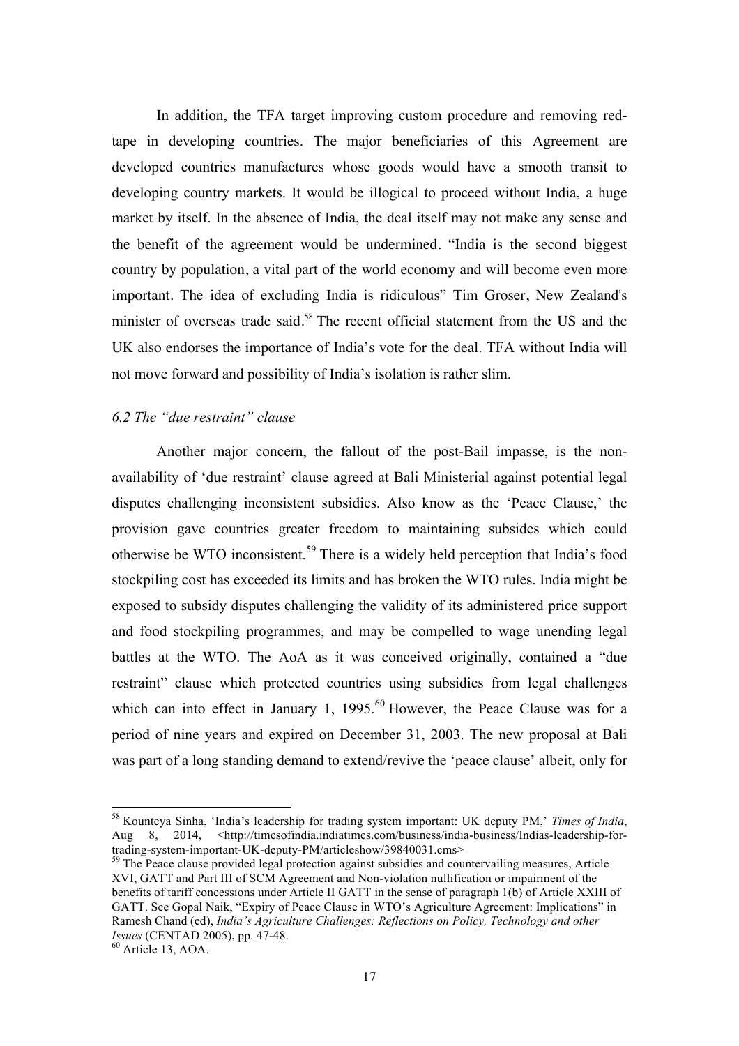In addition, the TFA target improving custom procedure and removing red-tape in developing countries. The major beneficiaries of this Agreement are developed countries manufactures whose goods would have a smooth transit to developing country markets. It would be illogical to proceed without India, a huge market by itself. In the absence of India, the deal itself may not make any sense and the benefit of the agreement would be undermined. "India is the second biggest country by population, a vital part of the world economy and will become even more important. The idea of excluding India is ridiculous" Tim Groser, New Zealand's minister of overseas trade said.[58] The recent official statement from the US and the UK also endorses the importance of India's vote for the deal. TFA without India will not move forward and possibility of India's isolation is rather slim.

### *6.2 The "due restraint" clause*

Another major concern, the fallout of the post-Bail impasse, is the non-availability of 'due restraint' clause agreed at Bali Ministerial against potential legal disputes challenging inconsistent subsidies. Also know as the 'Peace Clause,' the provision gave countries greater freedom to maintaining subsides which could otherwise be WTO inconsistent.[59] There is a widely held perception that India's food stockpiling cost has exceeded its limits and has broken the WTO rules. India might be exposed to subsidy disputes challenging the validity of its administered price support and food stockpiling programmes, and may be compelled to wage unending legal battles at the WTO. The AoA as it was conceived originally, contained a "due restraint" clause which protected countries using subsidies from legal challenges which can into effect in January 1, 1995.[60] However, the Peace Clause was for a period of nine years and expired on December 31, 2003. The new proposal at Bali was part of a long standing demand to extend/revive the 'peace clause' albeit, only for

---

[58] Kounteya Sinha, 'India's leadership for trading system important: UK deputy PM,' *Times of India*, Aug 8, 2014, <http://timesofindia.indiatimes.com/business/india-business/Indias-leadership-for-trading-system-important-UK-deputy-PM/articleshow/39840031.cms>

[59] The Peace clause provided legal protection against subsidies and countervailing measures, Article XVI, GATT and Part III of SCM Agreement and Non-violation nullification or impairment of the benefits of tariff concessions under Article II GATT in the sense of paragraph 1(b) of Article XXIII of GATT. See Gopal Naik, "Expiry of Peace Clause in WTO's Agriculture Agreement: Implications" in Ramesh Chand (ed), *India's Agriculture Challenges: Reflections on Policy, Technology and other Issues* (CENTAD 2005), pp. 47-48.

[60] Article 13, AOA.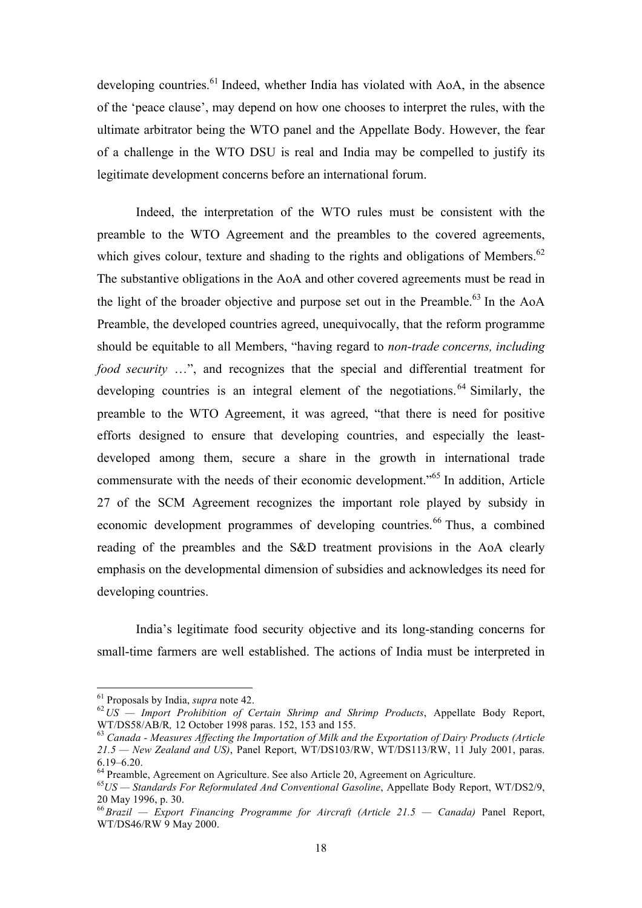developing countries.[61] Indeed, whether India has violated with AoA, in the absence of the 'peace clause', may depend on how one chooses to interpret the rules, with the ultimate arbitrator being the WTO panel and the Appellate Body. However, the fear of a challenge in the WTO DSU is real and India may be compelled to justify its legitimate development concerns before an international forum.

Indeed, the interpretation of the WTO rules must be consistent with the preamble to the WTO Agreement and the preambles to the covered agreements, which gives colour, texture and shading to the rights and obligations of Members.[62] The substantive obligations in the AoA and other covered agreements must be read in the light of the broader objective and purpose set out in the Preamble.[63] In the AoA Preamble, the developed countries agreed, unequivocally, that the reform programme should be equitable to all Members, "having regard to *non-trade concerns, including food security* …", and recognizes that the special and differential treatment for developing countries is an integral element of the negotiations.[64] Similarly, the preamble to the WTO Agreement, it was agreed, "that there is need for positive efforts designed to ensure that developing countries, and especially the least-developed among them, secure a share in the growth in international trade commensurate with the needs of their economic development."[65] In addition, Article 27 of the SCM Agreement recognizes the important role played by subsidy in economic development programmes of developing countries.[66] Thus, a combined reading of the preambles and the S&D treatment provisions in the AoA clearly emphasis on the developmental dimension of subsidies and acknowledges its need for developing countries.

India's legitimate food security objective and its long-standing concerns for small-time farmers are well established. The actions of India must be interpreted in

---

[61] Proposals by India, *supra* note 42.

[62] *US — Import Prohibition of Certain Shrimp and Shrimp Products*, Appellate Body Report, WT/DS58/AB/R, 12 October 1998 paras. 152, 153 and 155.

[63] *Canada - Measures Affecting the Importation of Milk and the Exportation of Dairy Products (Article 21.5 — New Zealand and US)*, Panel Report, WT/DS103/RW, WT/DS113/RW, 11 July 2001, paras. 6.19–6.20.

[64] Preamble, Agreement on Agriculture. See also Article 20, Agreement on Agriculture.

[65] *US — Standards For Reformulated And Conventional Gasoline*, Appellate Body Report, WT/DS2/9, 20 May 1996, p. 30.

[66] *Brazil — Export Financing Programme for Aircraft (Article 21.5 — Canada)* Panel Report, WT/DS46/RW 9 May 2000.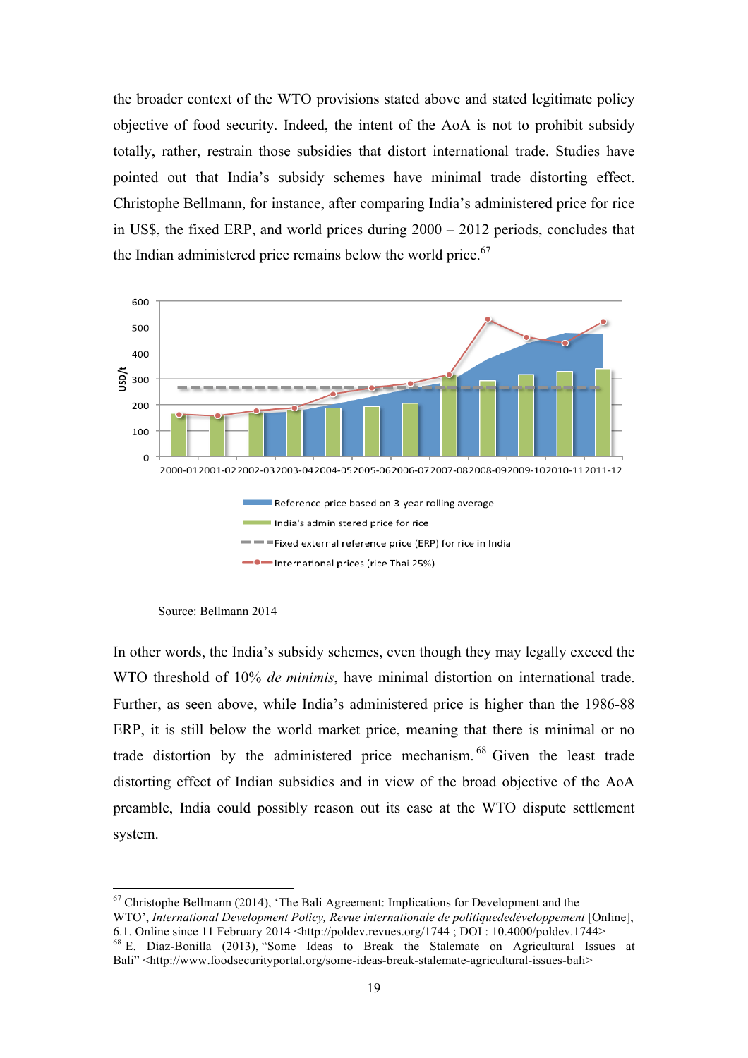the broader context of the WTO provisions stated above and stated legitimate policy objective of food security. Indeed, the intent of the AoA is not to prohibit subsidy totally, rather, restrain those subsidies that distort international trade. Studies have pointed out that India's subsidy schemes have minimal trade distorting effect. Christophe Bellmann, for instance, after comparing India's administered price for rice in US$, the fixed ERP, and world prices during 2000 – 2012 periods, concludes that the Indian administered price remains below the world price.[67]

Source: Bellmann 2014

In other words, the India's subsidy schemes, even though they may legally exceed the WTO threshold of 10% *de minimis*, have minimal distortion on international trade. Further, as seen above, while India's administered price is higher than the 1986-88 ERP, it is still below the world market price, meaning that there is minimal or no trade distortion by the administered price mechanism.[68] Given the least trade distorting effect of Indian subsidies and in view of the broad objective of the AoA preamble, India could possibly reason out its case at the WTO dispute settlement system.

---

[67] Christophe Bellmann (2014), 'The Bali Agreement: Implications for Development and the WTO', *International Development Policy, Revue internationale de politiquededéveloppement* [Online], 6.1. Online since 11 February 2014 <http://poldev.revues.org/1744 ; DOI : 10.4000/poldev.1744>

[68] E. Diaz-Bonilla (2013), "Some Ideas to Break the Stalemate on Agricultural Issues at Bali" <http://www.foodsecurityportal.org/some-ideas-break-stalemate-agricultural-issues-bali>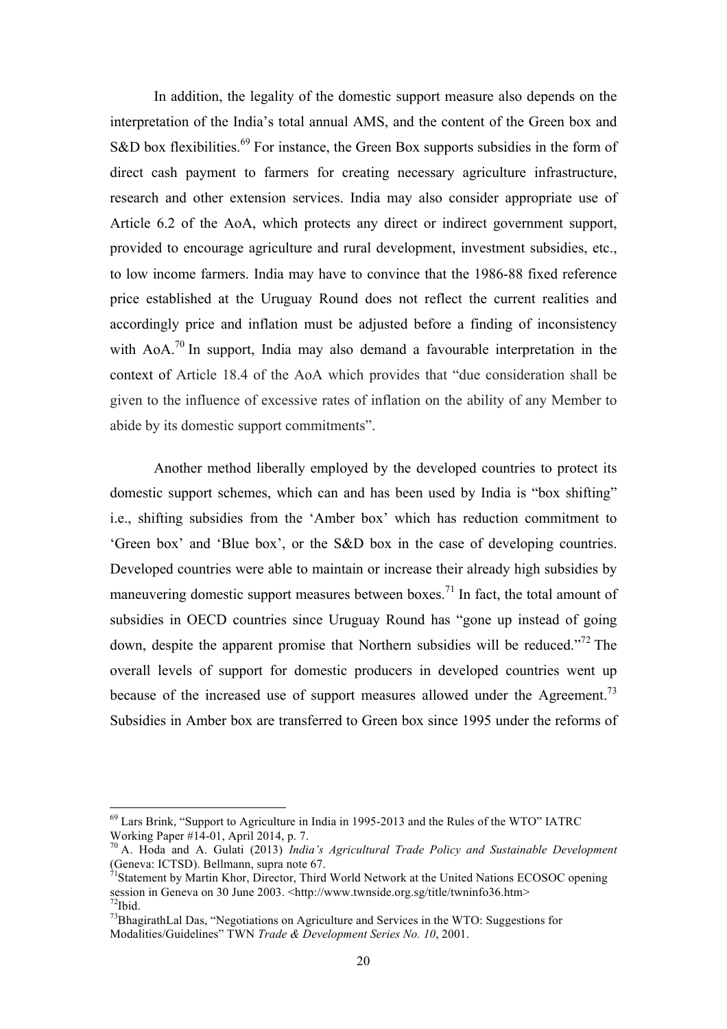In addition, the legality of the domestic support measure also depends on the interpretation of the India's total annual AMS, and the content of the Green box and S&D box flexibilities.[69] For instance, the Green Box supports subsidies in the form of direct cash payment to farmers for creating necessary agriculture infrastructure, research and other extension services. India may also consider appropriate use of Article 6.2 of the AoA, which protects any direct or indirect government support, provided to encourage agriculture and rural development, investment subsidies, etc., to low income farmers. India may have to convince that the 1986-88 fixed reference price established at the Uruguay Round does not reflect the current realities and accordingly price and inflation must be adjusted before a finding of inconsistency with AoA.[70] In support, India may also demand a favourable interpretation in the context of Article 18.4 of the AoA which provides that "due consideration shall be given to the influence of excessive rates of inflation on the ability of any Member to abide by its domestic support commitments".

Another method liberally employed by the developed countries to protect its domestic support schemes, which can and has been used by India is "box shifting" i.e., shifting subsidies from the 'Amber box' which has reduction commitment to 'Green box' and 'Blue box', or the S&D box in the case of developing countries. Developed countries were able to maintain or increase their already high subsidies by maneuvering domestic support measures between boxes.[71] In fact, the total amount of subsidies in OECD countries since Uruguay Round has "gone up instead of going down, despite the apparent promise that Northern subsidies will be reduced."[72] The overall levels of support for domestic producers in developed countries went up because of the increased use of support measures allowed under the Agreement.[73] Subsidies in Amber box are transferred to Green box since 1995 under the reforms of

---

[69] Lars Brink, "Support to Agriculture in India in 1995-2013 and the Rules of the WTO" IATRC Working Paper #14-01, April 2014, p. 7.

[70] A. Hoda and A. Gulati (2013) *India's Agricultural Trade Policy and Sustainable Development* (Geneva: ICTSD). Bellmann, supra note 67.

[71] Statement by Martin Khor, Director, Third World Network at the United Nations ECOSOC opening session in Geneva on 30 June 2003. <http://www.twnside.org.sg/title/twninfo36.htm>

[72] Ibid.

[73] BhagirathLal Das, "Negotiations on Agriculture and Services in the WTO: Suggestions for Modalities/Guidelines" TWN *Trade & Development Series No. 10*, 2001.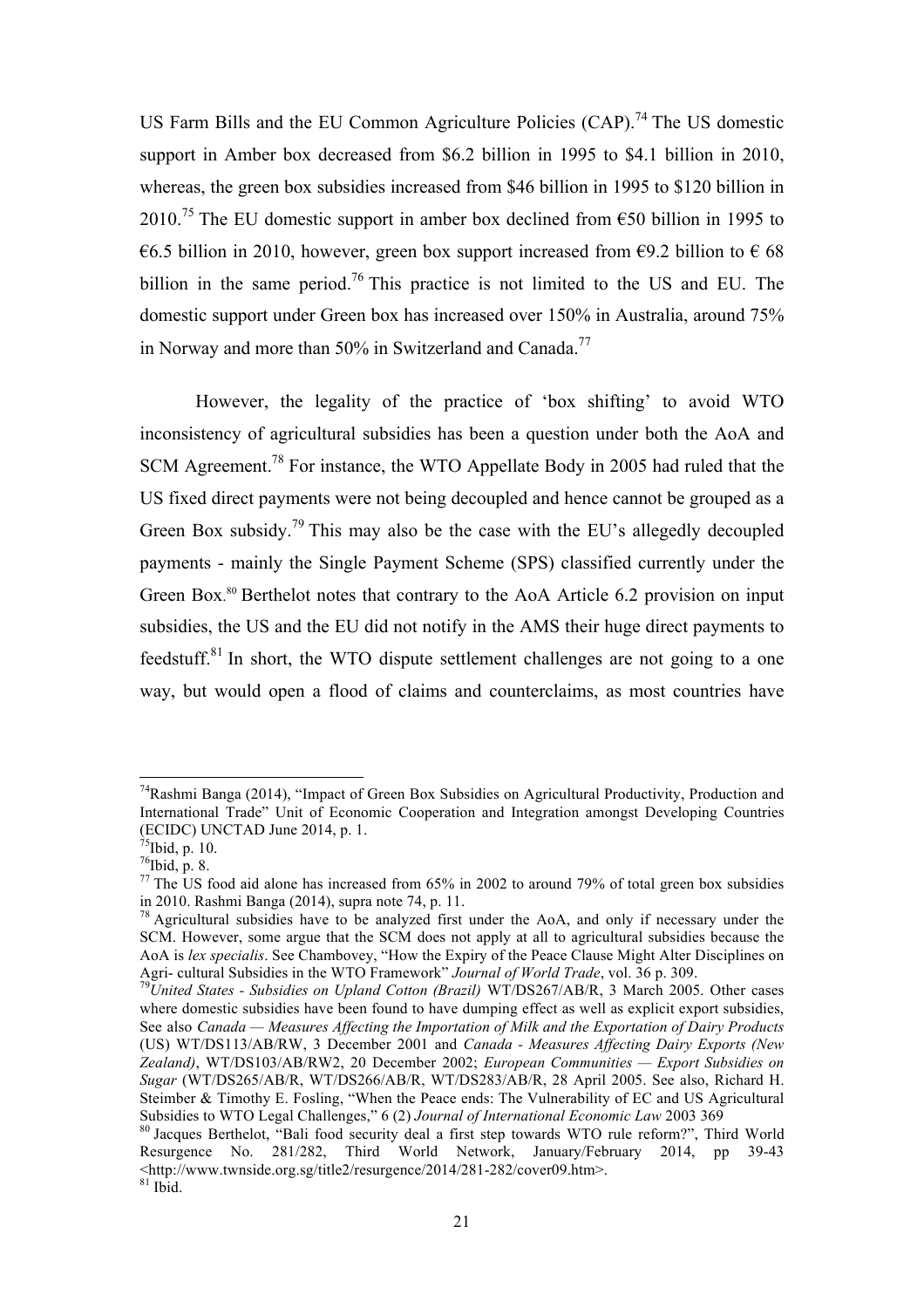US Farm Bills and the EU Common Agriculture Policies (CAP).[74] The US domestic support in Amber box decreased from \$6.2 billion in 1995 to \$4.1 billion in 2010, whereas, the green box subsidies increased from \$46 billion in 1995 to \$120 billion in 2010.[75] The EU domestic support in amber box declined from €50 billion in 1995 to €6.5 billion in 2010, however, green box support increased from €9.2 billion to € 68 billion in the same period.[76] This practice is not limited to the US and EU. The domestic support under Green box has increased over 150% in Australia, around 75% in Norway and more than 50% in Switzerland and Canada.[77]

However, the legality of the practice of 'box shifting' to avoid WTO inconsistency of agricultural subsidies has been a question under both the AoA and SCM Agreement.[78] For instance, the WTO Appellate Body in 2005 had ruled that the US fixed direct payments were not being decoupled and hence cannot be grouped as a Green Box subsidy.[79] This may also be the case with the EU's allegedly decoupled payments - mainly the Single Payment Scheme (SPS) classified currently under the Green Box.[80] Berthelot notes that contrary to the AoA Article 6.2 provision on input subsidies, the US and the EU did not notify in the AMS their huge direct payments to feedstuff.[81] In short, the WTO dispute settlement challenges are not going to a one way, but would open a flood of claims and counterclaims, as most countries have

---

[74] Rashmi Banga (2014), "Impact of Green Box Subsidies on Agricultural Productivity, Production and International Trade" Unit of Economic Cooperation and Integration amongst Developing Countries (ECIDC) UNCTAD June 2014, p. 1.

[75] Ibid, p. 10.

[76] Ibid, p. 8.

[77] The US food aid alone has increased from 65% in 2002 to around 79% of total green box subsidies in 2010. Rashmi Banga (2014), supra note 74, p. 11.

[78] Agricultural subsidies have to be analyzed first under the AoA, and only if necessary under the SCM. However, some argue that the SCM does not apply at all to agricultural subsidies because the AoA is *lex specialis*. See Chambovey, "How the Expiry of the Peace Clause Might Alter Disciplines on Agri- cultural Subsidies in the WTO Framework" *Journal of World Trade*, vol. 36 p. 309.

[79] *United States - Subsidies on Upland Cotton (Brazil)* WT/DS267/AB/R, 3 March 2005. Other cases where domestic subsidies have been found to have dumping effect as well as explicit export subsidies, See also *Canada — Measures Affecting the Importation of Milk and the Exportation of Dairy Products* (US) WT/DS113/AB/RW, 3 December 2001 and *Canada - Measures Affecting Dairy Exports (New Zealand)*, WT/DS103/AB/RW2, 20 December 2002; *European Communities — Export Subsidies on Sugar* (WT/DS265/AB/R, WT/DS266/AB/R, WT/DS283/AB/R, 28 April 2005. See also, Richard H. Steimber & Timothy E. Fosling, "When the Peace ends: The Vulnerability of EC and US Agricultural Subsidies to WTO Legal Challenges," 6 (2) *Journal of International Economic Law* 2003 369

[80] Jacques Berthelot, "Bali food security deal a first step towards WTO rule reform?", Third World Resurgence No. 281/282, Third World Network, January/February 2014, pp 39-43 <http://www.twnside.org.sg/title2/resurgence/2014/281-282/cover09.htm>.

[81] Ibid.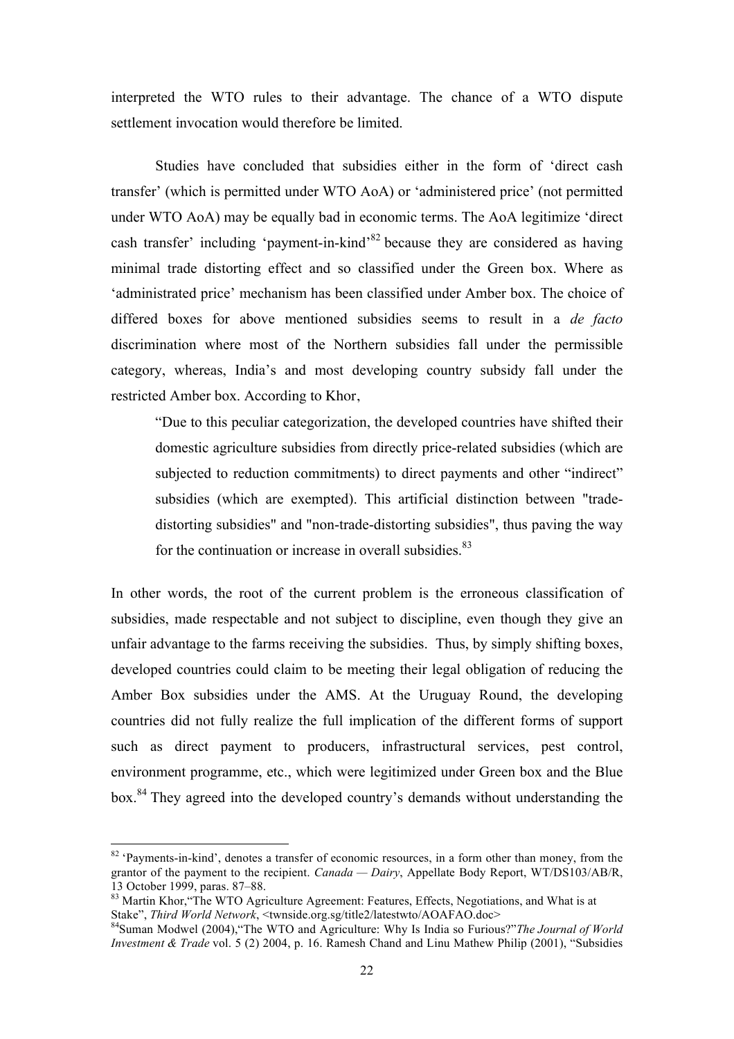interpreted the WTO rules to their advantage. The chance of a WTO dispute settlement invocation would therefore be limited.

Studies have concluded that subsidies either in the form of 'direct cash transfer' (which is permitted under WTO AoA) or 'administered price' (not permitted under WTO AoA) may be equally bad in economic terms. The AoA legitimize 'direct cash transfer' including 'payment-in-kind'[82] because they are considered as having minimal trade distorting effect and so classified under the Green box. Where as 'administrated price' mechanism has been classified under Amber box. The choice of differed boxes for above mentioned subsidies seems to result in a *de facto* discrimination where most of the Northern subsidies fall under the permissible category, whereas, India's and most developing country subsidy fall under the restricted Amber box. According to Khor,

> "Due to this peculiar categorization, the developed countries have shifted their domestic agriculture subsidies from directly price-related subsidies (which are subjected to reduction commitments) to direct payments and other "indirect" subsidies (which are exempted). This artificial distinction between "trade-distorting subsidies" and "non-trade-distorting subsidies", thus paving the way for the continuation or increase in overall subsidies.[83]

In other words, the root of the current problem is the erroneous classification of subsidies, made respectable and not subject to discipline, even though they give an unfair advantage to the farms receiving the subsidies. Thus, by simply shifting boxes, developed countries could claim to be meeting their legal obligation of reducing the Amber Box subsidies under the AMS. At the Uruguay Round, the developing countries did not fully realize the full implication of the different forms of support such as direct payment to producers, infrastructural services, pest control, environment programme, etc., which were legitimized under Green box and the Blue box.[84] They agreed into the developed country's demands without understanding the

---

[82] 'Payments-in-kind', denotes a transfer of economic resources, in a form other than money, from the grantor of the payment to the recipient. *Canada — Dairy*, Appellate Body Report, WT/DS103/AB/R, 13 October 1999, paras. 87–88.

[83] Martin Khor,"The WTO Agriculture Agreement: Features, Effects, Negotiations, and What is at Stake", *Third World Network*, <twnside.org.sg/title2/latestwto/AOAFAO.doc>

[84] Suman Modwel (2004),"The WTO and Agriculture: Why Is India so Furious?"*The Journal of World Investment & Trade* vol. 5 (2) 2004, p. 16. Ramesh Chand and Linu Mathew Philip (2001), "Subsidies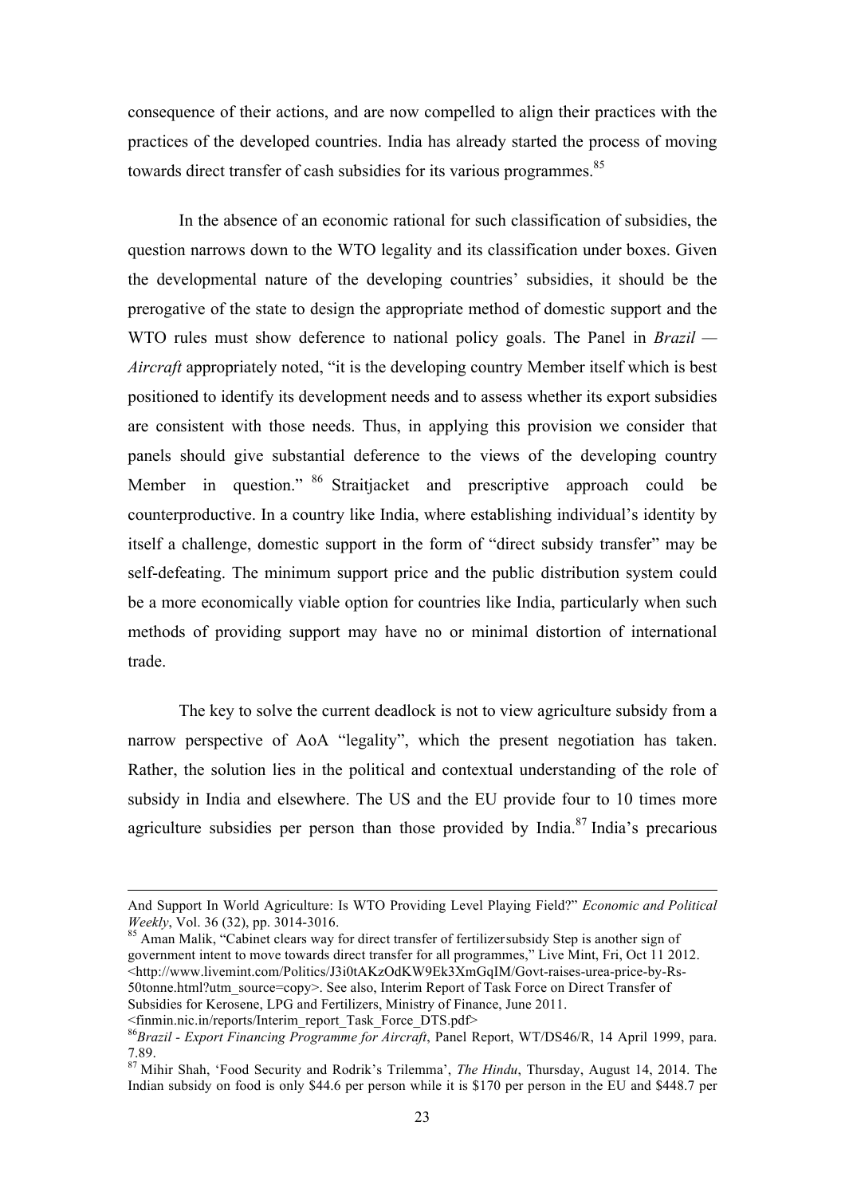consequence of their actions, and are now compelled to align their practices with the practices of the developed countries. India has already started the process of moving towards direct transfer of cash subsidies for its various programmes.[85]

In the absence of an economic rational for such classification of subsidies, the question narrows down to the WTO legality and its classification under boxes. Given the developmental nature of the developing countries' subsidies, it should be the prerogative of the state to design the appropriate method of domestic support and the WTO rules must show deference to national policy goals. The Panel in *Brazil — Aircraft* appropriately noted, "it is the developing country Member itself which is best positioned to identify its development needs and to assess whether its export subsidies are consistent with those needs. Thus, in applying this provision we consider that panels should give substantial deference to the views of the developing country Member in question." [86] Straitjacket and prescriptive approach could be counterproductive. In a country like India, where establishing individual's identity by itself a challenge, domestic support in the form of "direct subsidy transfer" may be self-defeating. The minimum support price and the public distribution system could be a more economically viable option for countries like India, particularly when such methods of providing support may have no or minimal distortion of international trade.

The key to solve the current deadlock is not to view agriculture subsidy from a narrow perspective of AoA "legality", which the present negotiation has taken. Rather, the solution lies in the political and contextual understanding of the role of subsidy in India and elsewhere. The US and the EU provide four to 10 times more agriculture subsidies per person than those provided by India.[87] India's precarious

---

And Support In World Agriculture: Is WTO Providing Level Playing Field?" *Economic and Political Weekly*, Vol. 36 (32), pp. 3014-3016.

[85] Aman Malik, "Cabinet clears way for direct transfer of fertilizersubsidy Step is another sign of government intent to move towards direct transfer for all programmes," Live Mint, Fri, Oct 11 2012. <http://www.livemint.com/Politics/J3i0tAKzOdKW9Ek3XmGqIM/Govt-raises-urea-price-by-Rs-50tonne.html?utm_source=copy>. See also, Interim Report of Task Force on Direct Transfer of Subsidies for Kerosene, LPG and Fertilizers, Ministry of Finance, June 2011. <finmin.nic.in/reports/Interim_report_Task_Force_DTS.pdf>

[86] *Brazil - Export Financing Programme for Aircraft*, Panel Report, WT/DS46/R, 14 April 1999, para. 7.89.

[87] Mihir Shah, 'Food Security and Rodrik's Trilemma', *The Hindu*, Thursday, August 14, 2014. The Indian subsidy on food is only $44.6 per person while it is $170 per person in the EU and $448.7 per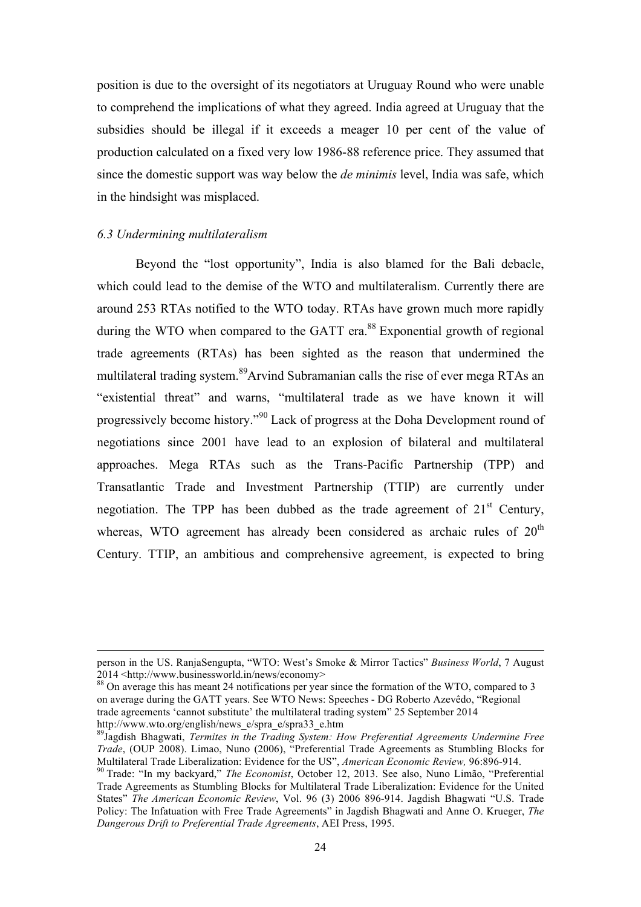position is due to the oversight of its negotiators at Uruguay Round who were unable to comprehend the implications of what they agreed. India agreed at Uruguay that the subsidies should be illegal if it exceeds a meager 10 per cent of the value of production calculated on a fixed very low 1986-88 reference price. They assumed that since the domestic support was way below the *de minimis* level, India was safe, which in the hindsight was misplaced.

### *6.3 Undermining multilateralism*

Beyond the "lost opportunity", India is also blamed for the Bali debacle, which could lead to the demise of the WTO and multilateralism. Currently there are around 253 RTAs notified to the WTO today. RTAs have grown much more rapidly during the WTO when compared to the GATT era.[88] Exponential growth of regional trade agreements (RTAs) has been sighted as the reason that undermined the multilateral trading system.[89]Arvind Subramanian calls the rise of ever mega RTAs an "existential threat" and warns, "multilateral trade as we have known it will progressively become history."[90] Lack of progress at the Doha Development round of negotiations since 2001 have lead to an explosion of bilateral and multilateral approaches. Mega RTAs such as the Trans-Pacific Partnership (TPP) and Transatlantic Trade and Investment Partnership (TTIP) are currently under negotiation. The TPP has been dubbed as the trade agreement of 21st Century, whereas, WTO agreement has already been considered as archaic rules of 20th Century. TTIP, an ambitious and comprehensive agreement, is expected to bring

---

person in the US. RanjaSengupta, "WTO: West's Smoke & Mirror Tactics" *Business World*, 7 August 2014 <http://www.businessworld.in/news/economy>

[88] On average this has meant 24 notifications per year since the formation of the WTO, compared to 3 on average during the GATT years. See WTO News: Speeches - DG Roberto Azevêdo, "Regional trade agreements 'cannot substitute' the multilateral trading system" 25 September 2014 http://www.wto.org/english/news_e/spra_e/spra33_e.htm

[89] Jagdish Bhagwati, *Termites in the Trading System: How Preferential Agreements Undermine Free Trade*, (OUP 2008). Limao, Nuno (2006), "Preferential Trade Agreements as Stumbling Blocks for Multilateral Trade Liberalization: Evidence for the US", *American Economic Review,* 96:896-914.

[90] Trade: "In my backyard," *The Economist*, October 12, 2013. See also, Nuno Limão, "Preferential Trade Agreements as Stumbling Blocks for Multilateral Trade Liberalization: Evidence for the United States" *The American Economic Review*, Vol. 96 (3) 2006 896-914. Jagdish Bhagwati "U.S. Trade Policy: The Infatuation with Free Trade Agreements" in Jagdish Bhagwati and Anne O. Krueger, *The Dangerous Drift to Preferential Trade Agreements*, AEI Press, 1995.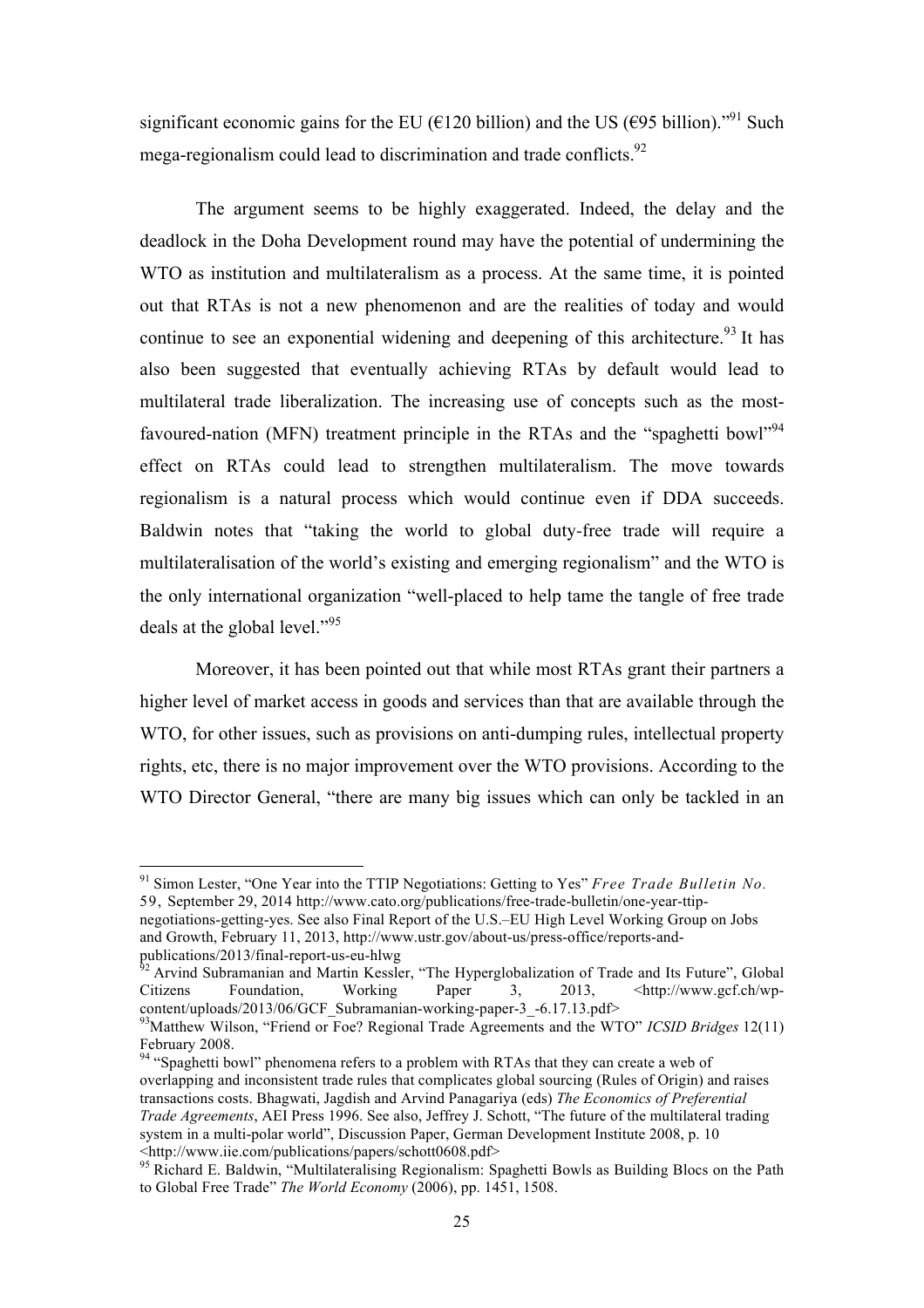significant economic gains for the EU (€120 billion) and the US (€95 billion)."[91] Such mega-regionalism could lead to discrimination and trade conflicts.[92]

The argument seems to be highly exaggerated. Indeed, the delay and the deadlock in the Doha Development round may have the potential of undermining the WTO as institution and multilateralism as a process. At the same time, it is pointed out that RTAs is not a new phenomenon and are the realities of today and would continue to see an exponential widening and deepening of this architecture.[93] It has also been suggested that eventually achieving RTAs by default would lead to multilateral trade liberalization. The increasing use of concepts such as the most-favoured-nation (MFN) treatment principle in the RTAs and the "spaghetti bowl"[94] effect on RTAs could lead to strengthen multilateralism. The move towards regionalism is a natural process which would continue even if DDA succeeds. Baldwin notes that "taking the world to global duty-free trade will require a multilateralisation of the world's existing and emerging regionalism" and the WTO is the only international organization "well-placed to help tame the tangle of free trade deals at the global level."[95]

Moreover, it has been pointed out that while most RTAs grant their partners a higher level of market access in goods and services than that are available through the WTO, for other issues, such as provisions on anti-dumping rules, intellectual property rights, etc, there is no major improvement over the WTO provisions. According to the WTO Director General, "there are many big issues which can only be tackled in an

---

[91] Simon Lester, "One Year into the TTIP Negotiations: Getting to Yes" *Free Trade Bulletin No. 59*, September 29, 2014 http://www.cato.org/publications/free-trade-bulletin/one-year-ttip-negotiations-getting-yes. See also Final Report of the U.S.–EU High Level Working Group on Jobs and Growth, February 11, 2013, http://www.ustr.gov/about-us/press-office/reports-and-publications/2013/final-report-us-eu-hlwg

[92] Arvind Subramanian and Martin Kessler, "The Hyperglobalization of Trade and Its Future", Global Citizens Foundation, Working Paper 3, 2013, <http://www.gcf.ch/wp-content/uploads/2013/06/GCF_Subramanian-working-paper-3_-6.17.13.pdf>

[93] Matthew Wilson, "Friend or Foe? Regional Trade Agreements and the WTO" *ICSID Bridges* 12(11) February 2008.

[94] "Spaghetti bowl" phenomena refers to a problem with RTAs that they can create a web of overlapping and inconsistent trade rules that complicates global sourcing (Rules of Origin) and raises transactions costs. Bhagwati, Jagdish and Arvind Panagariya (eds) *The Economics of Preferential Trade Agreements*, AEI Press 1996. See also, Jeffrey J. Schott, "The future of the multilateral trading system in a multi-polar world", Discussion Paper, German Development Institute 2008, p. 10 <http://www.iie.com/publications/papers/schott0608.pdf>

[95] Richard E. Baldwin, "Multilateralising Regionalism: Spaghetti Bowls as Building Blocs on the Path to Global Free Trade" *The World Economy* (2006), pp. 1451, 1508.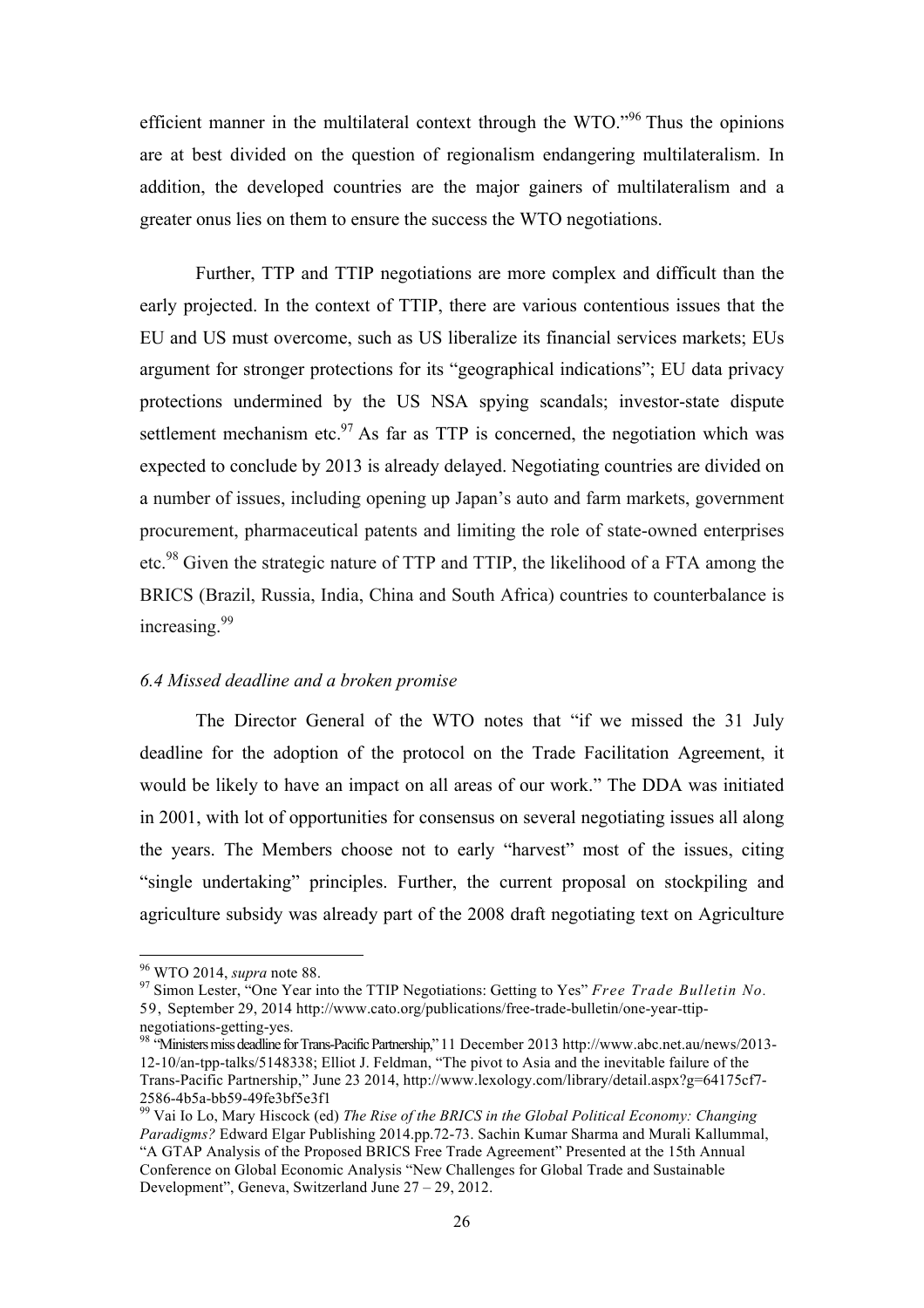efficient manner in the multilateral context through the WTO."[96] Thus the opinions are at best divided on the question of regionalism endangering multilateralism. In addition, the developed countries are the major gainers of multilateralism and a greater onus lies on them to ensure the success the WTO negotiations.

Further, TTP and TTIP negotiations are more complex and difficult than the early projected. In the context of TTIP, there are various contentious issues that the EU and US must overcome, such as US liberalize its financial services markets; EUs argument for stronger protections for its "geographical indications"; EU data privacy protections undermined by the US NSA spying scandals; investor-state dispute settlement mechanism etc.[97] As far as TTP is concerned, the negotiation which was expected to conclude by 2013 is already delayed. Negotiating countries are divided on a number of issues, including opening up Japan's auto and farm markets, government procurement, pharmaceutical patents and limiting the role of state-owned enterprises etc.[98] Given the strategic nature of TTP and TTIP, the likelihood of a FTA among the BRICS (Brazil, Russia, India, China and South Africa) countries to counterbalance is increasing.[99]

### *6.4 Missed deadline and a broken promise*

The Director General of the WTO notes that "if we missed the 31 July deadline for the adoption of the protocol on the Trade Facilitation Agreement, it would be likely to have an impact on all areas of our work." The DDA was initiated in 2001, with lot of opportunities for consensus on several negotiating issues all along the years. The Members choose not to early "harvest" most of the issues, citing "single undertaking" principles. Further, the current proposal on stockpiling and agriculture subsidy was already part of the 2008 draft negotiating text on Agriculture

---

[96] WTO 2014, *supra* note 88.

[97] Simon Lester, "One Year into the TTIP Negotiations: Getting to Yes" *Free Trade Bulletin No. 59*, September 29, 2014 http://www.cato.org/publications/free-trade-bulletin/one-year-ttip-negotiations-getting-yes.

[98] "Ministers miss deadline for Trans-Pacific Partnership," 11 December 2013 http://www.abc.net.au/news/2013-12-10/an-tpp-talks/5148338; Elliot J. Feldman, "The pivot to Asia and the inevitable failure of the Trans-Pacific Partnership," June 23 2014, http://www.lexology.com/library/detail.aspx?g=64175cf7-2586-4b5a-bb59-49fe3bf5e3f1

[99] Vai Io Lo, Mary Hiscock (ed) *The Rise of the BRICS in the Global Political Economy: Changing Paradigms?* Edward Elgar Publishing 2014.pp.72-73. Sachin Kumar Sharma and Murali Kallummal, "A GTAP Analysis of the Proposed BRICS Free Trade Agreement" Presented at the 15th Annual Conference on Global Economic Analysis "New Challenges for Global Trade and Sustainable Development", Geneva, Switzerland June 27 – 29, 2012.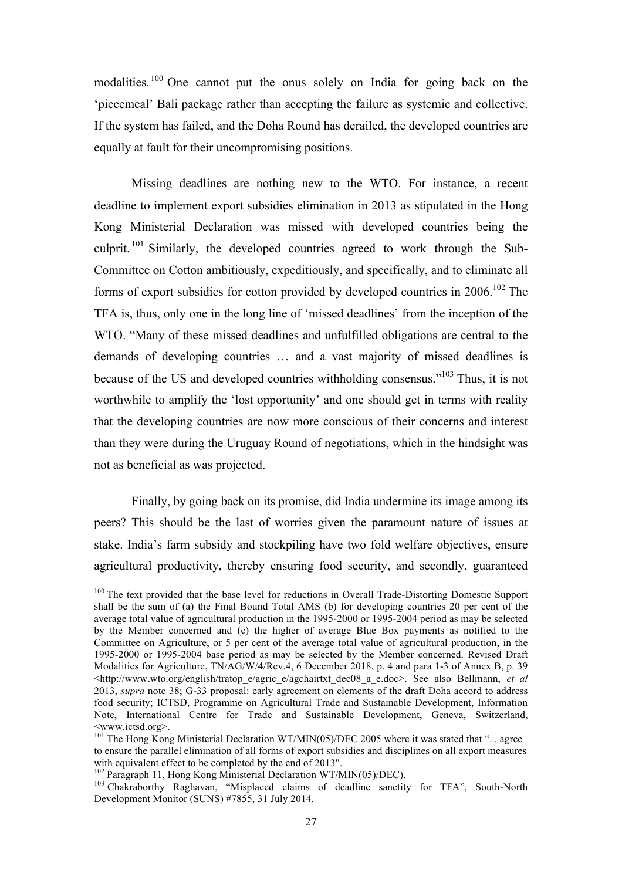modalities.[100] One cannot put the onus solely on India for going back on the 'piecemeal' Bali package rather than accepting the failure as systemic and collective. If the system has failed, and the Doha Round has derailed, the developed countries are equally at fault for their uncompromising positions.

Missing deadlines are nothing new to the WTO. For instance, a recent deadline to implement export subsidies elimination in 2013 as stipulated in the Hong Kong Ministerial Declaration was missed with developed countries being the culprit.[101] Similarly, the developed countries agreed to work through the Sub-Committee on Cotton ambitiously, expeditiously, and specifically, and to eliminate all forms of export subsidies for cotton provided by developed countries in 2006.[102] The TFA is, thus, only one in the long line of 'missed deadlines' from the inception of the WTO. "Many of these missed deadlines and unfulfilled obligations are central to the demands of developing countries … and a vast majority of missed deadlines is because of the US and developed countries withholding consensus."[103] Thus, it is not worthwhile to amplify the 'lost opportunity' and one should get in terms with reality that the developing countries are now more conscious of their concerns and interest than they were during the Uruguay Round of negotiations, which in the hindsight was not as beneficial as was projected.

Finally, by going back on its promise, did India undermine its image among its peers? This should be the last of worries given the paramount nature of issues at stake. India's farm subsidy and stockpiling have two fold welfare objectives, ensure agricultural productivity, thereby ensuring food security, and secondly, guaranteed

---

[100] The text provided that the base level for reductions in Overall Trade-Distorting Domestic Support shall be the sum of (a) the Final Bound Total AMS (b) for developing countries 20 per cent of the average total value of agricultural production in the 1995-2000 or 1995-2004 period as may be selected by the Member concerned and (c) the higher of average Blue Box payments as notified to the Committee on Agriculture, or 5 per cent of the average total value of agricultural production, in the 1995-2000 or 1995-2004 base period as may be selected by the Member concerned. Revised Draft Modalities for Agriculture, TN/AG/W/4/Rev.4, 6 December 2018, p. 4 and para 1-3 of Annex B, p. 39 <http://www.wto.org/english/tratop_e/agric_e/agchairtxt_dec08_a_e.doc>. See also Bellmann, *et al* 2013, *supra* note 38; G-33 proposal: early agreement on elements of the draft Doha accord to address food security; ICTSD, Programme on Agricultural Trade and Sustainable Development, Information Note, International Centre for Trade and Sustainable Development, Geneva, Switzerland, <www.ictsd.org>.

[101] The Hong Kong Ministerial Declaration WT/MIN(05)/DEC 2005 where it was stated that "... agree to ensure the parallel elimination of all forms of export subsidies and disciplines on all export measures with equivalent effect to be completed by the end of 2013".

[102] Paragraph 11, Hong Kong Ministerial Declaration WT/MIN(05)/DEC).

[103] Chakraborthy Raghavan, "Misplaced claims of deadline sanctity for TFA", South-North Development Monitor (SUNS) #7855, 31 July 2014.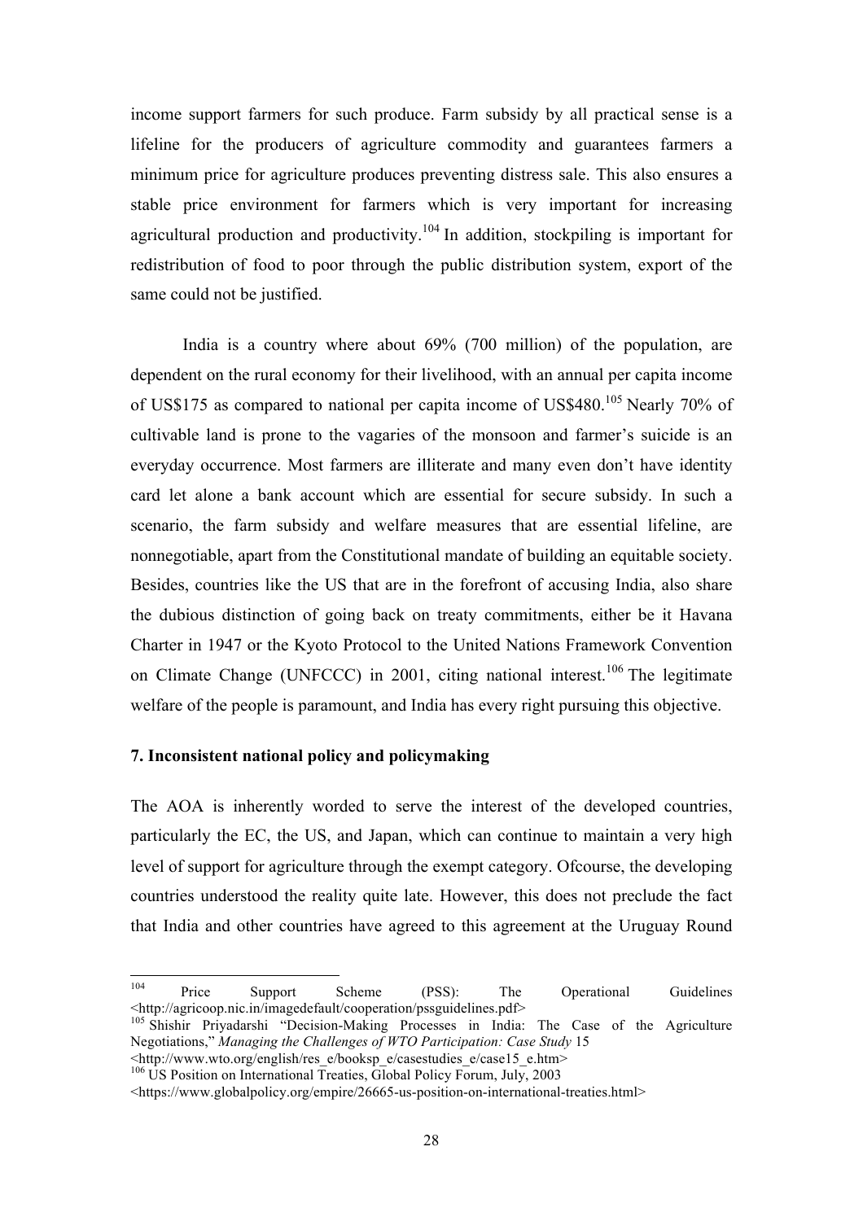income support farmers for such produce. Farm subsidy by all practical sense is a lifeline for the producers of agriculture commodity and guarantees farmers a minimum price for agriculture produces preventing distress sale. This also ensures a stable price environment for farmers which is very important for increasing agricultural production and productivity.[104] In addition, stockpiling is important for redistribution of food to poor through the public distribution system, export of the same could not be justified.

India is a country where about 69% (700 million) of the population, are dependent on the rural economy for their livelihood, with an annual per capita income of US$175 as compared to national per capita income of US$480.[105] Nearly 70% of cultivable land is prone to the vagaries of the monsoon and farmer's suicide is an everyday occurrence. Most farmers are illiterate and many even don't have identity card let alone a bank account which are essential for secure subsidy. In such a scenario, the farm subsidy and welfare measures that are essential lifeline, are nonnegotiable, apart from the Constitutional mandate of building an equitable society. Besides, countries like the US that are in the forefront of accusing India, also share the dubious distinction of going back on treaty commitments, either be it Havana Charter in 1947 or the Kyoto Protocol to the United Nations Framework Convention on Climate Change (UNFCCC) in 2001, citing national interest.[106] The legitimate welfare of the people is paramount, and India has every right pursuing this objective.

**7. Inconsistent national policy and policymaking**

The AOA is inherently worded to serve the interest of the developed countries, particularly the EC, the US, and Japan, which can continue to maintain a very high level of support for agriculture through the exempt category. Ofcourse, the developing countries understood the reality quite late. However, this does not preclude the fact that India and other countries have agreed to this agreement at the Uruguay Round

---

[104] Price Support Scheme (PSS): The Operational Guidelines <http://agricoop.nic.in/imagedefault/cooperation/pssguidelines.pdf>

[105] Shishir Priyadarshi "Decision-Making Processes in India: The Case of the Agriculture Negotiations," *Managing the Challenges of WTO Participation: Case Study* 15 <http://www.wto.org/english/res_e/booksp_e/casestudies_e/case15_e.htm>

[106] US Position on International Treaties, Global Policy Forum, July, 2003 <https://www.globalpolicy.org/empire/26665-us-position-on-international-treaties.html>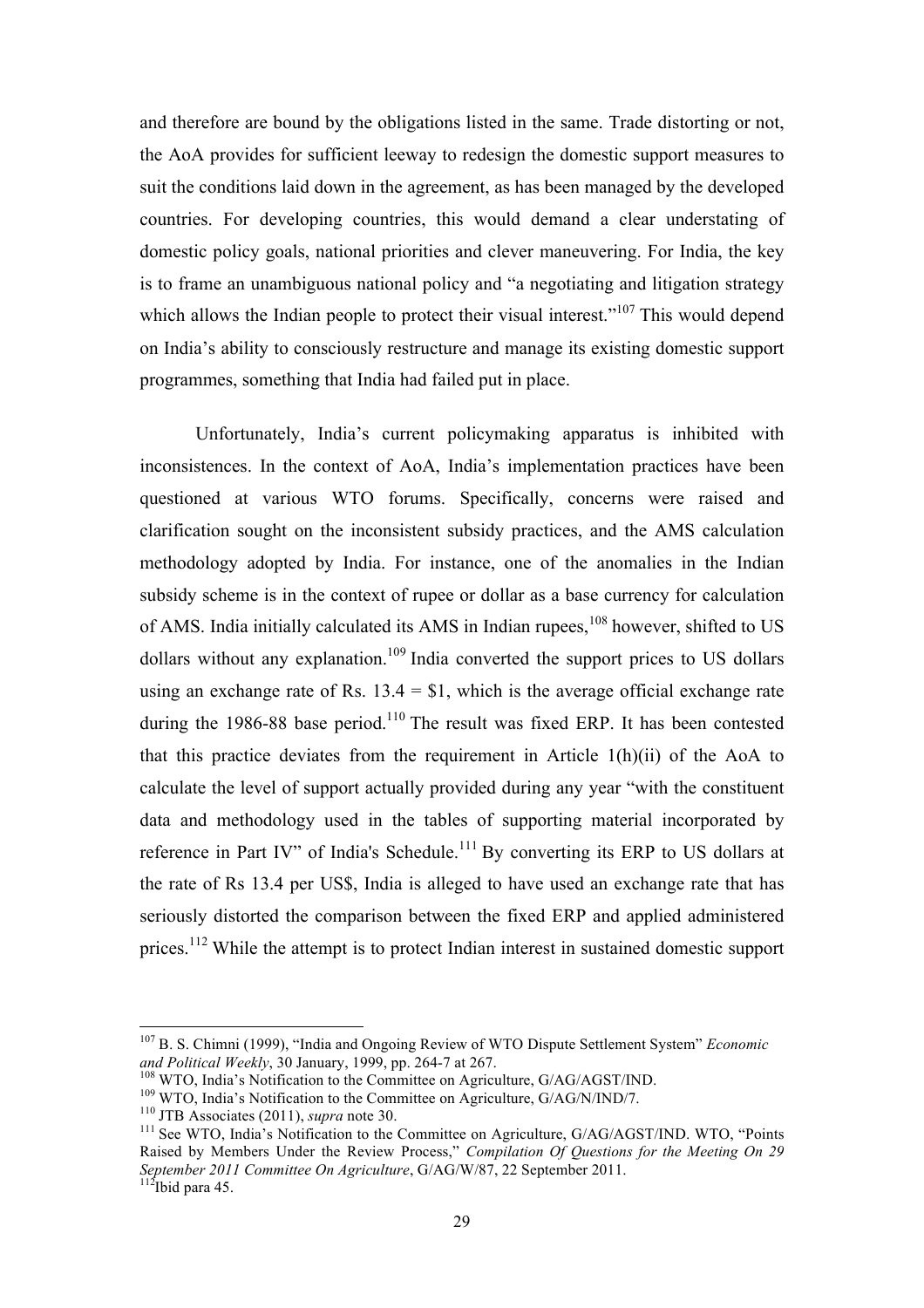and therefore are bound by the obligations listed in the same. Trade distorting or not, the AoA provides for sufficient leeway to redesign the domestic support measures to suit the conditions laid down in the agreement, as has been managed by the developed countries. For developing countries, this would demand a clear understating of domestic policy goals, national priorities and clever maneuvering. For India, the key is to frame an unambiguous national policy and "a negotiating and litigation strategy which allows the Indian people to protect their visual interest."[107] This would depend on India's ability to consciously restructure and manage its existing domestic support programmes, something that India had failed put in place.

Unfortunately, India's current policymaking apparatus is inhibited with inconsistences. In the context of AoA, India's implementation practices have been questioned at various WTO forums. Specifically, concerns were raised and clarification sought on the inconsistent subsidy practices, and the AMS calculation methodology adopted by India. For instance, one of the anomalies in the Indian subsidy scheme is in the context of rupee or dollar as a base currency for calculation of AMS. India initially calculated its AMS in Indian rupees,[108] however, shifted to US dollars without any explanation.[109] India converted the support prices to US dollars using an exchange rate of Rs. 13.4 = $1, which is the average official exchange rate during the 1986-88 base period.[110] The result was fixed ERP. It has been contested that this practice deviates from the requirement in Article 1(h)(ii) of the AoA to calculate the level of support actually provided during any year "with the constituent data and methodology used in the tables of supporting material incorporated by reference in Part IV" of India's Schedule.[111] By converting its ERP to US dollars at the rate of Rs 13.4 per US$, India is alleged to have used an exchange rate that has seriously distorted the comparison between the fixed ERP and applied administered prices.[112] While the attempt is to protect Indian interest in sustained domestic support

---

[107] B. S. Chimni (1999), "India and Ongoing Review of WTO Dispute Settlement System" *Economic and Political Weekly*, 30 January, 1999, pp. 264-7 at 267.

[108] WTO, India's Notification to the Committee on Agriculture, G/AG/AGST/IND.

[109] WTO, India's Notification to the Committee on Agriculture, G/AG/N/IND/7.

[110] JTB Associates (2011), *supra* note 30.

[111] See WTO, India's Notification to the Committee on Agriculture, G/AG/AGST/IND. WTO, "Points Raised by Members Under the Review Process," *Compilation Of Questions for the Meeting On 29 September 2011 Committee On Agriculture*, G/AG/W/87, 22 September 2011.

[112] Ibid para 45.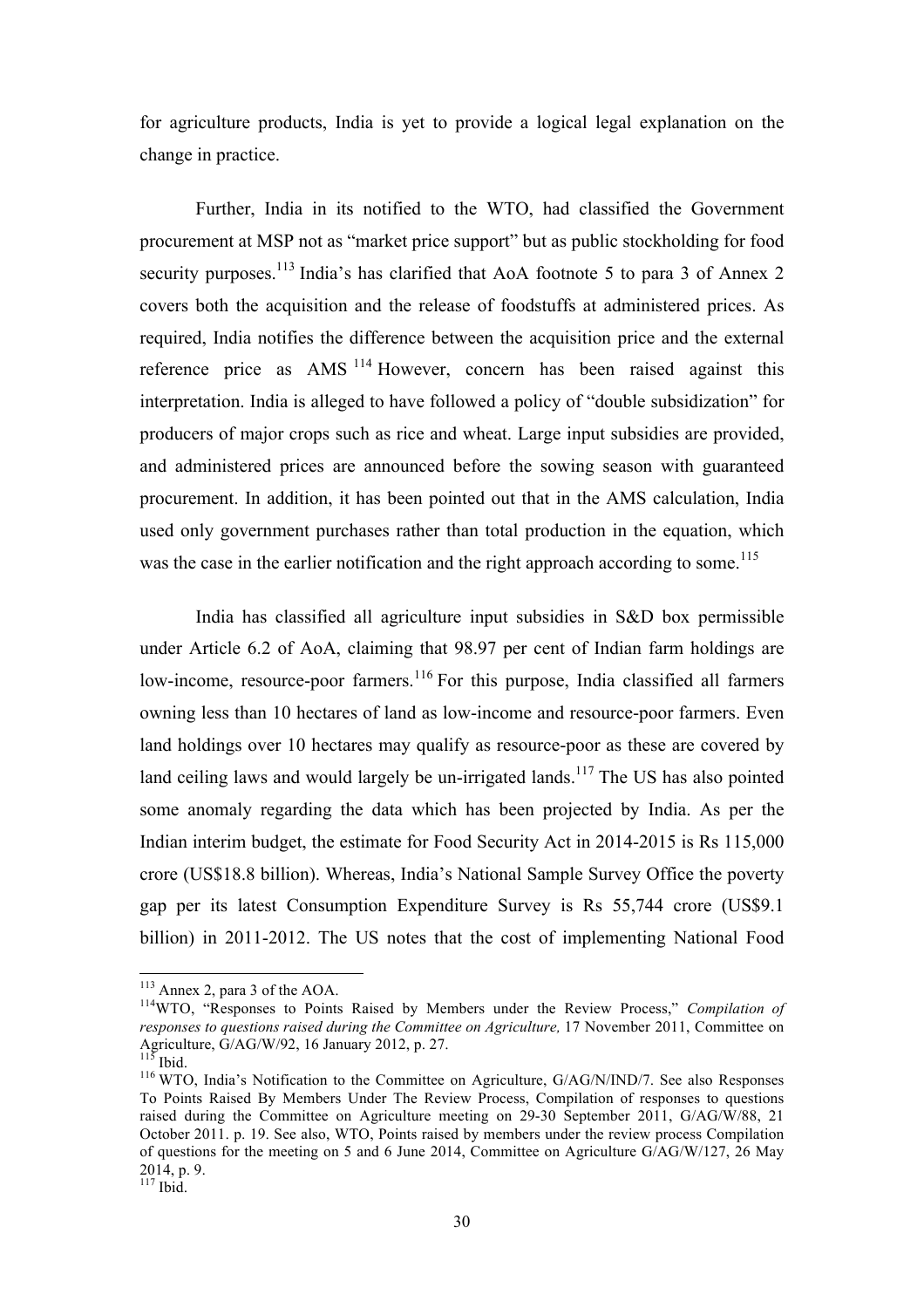for agriculture products, India is yet to provide a logical legal explanation on the change in practice.

Further, India in its notified to the WTO, had classified the Government procurement at MSP not as "market price support" but as public stockholding for food security purposes.[113] India's has clarified that AoA footnote 5 to para 3 of Annex 2 covers both the acquisition and the release of foodstuffs at administered prices. As required, India notifies the difference between the acquisition price and the external reference price as AMS [114] However, concern has been raised against this interpretation. India is alleged to have followed a policy of "double subsidization" for producers of major crops such as rice and wheat. Large input subsidies are provided, and administered prices are announced before the sowing season with guaranteed procurement. In addition, it has been pointed out that in the AMS calculation, India used only government purchases rather than total production in the equation, which was the case in the earlier notification and the right approach according to some.[115]

India has classified all agriculture input subsidies in S&D box permissible under Article 6.2 of AoA, claiming that 98.97 per cent of Indian farm holdings are low-income, resource-poor farmers.[116] For this purpose, India classified all farmers owning less than 10 hectares of land as low-income and resource-poor farmers. Even land holdings over 10 hectares may qualify as resource-poor as these are covered by land ceiling laws and would largely be un-irrigated lands.[117] The US has also pointed some anomaly regarding the data which has been projected by India. As per the Indian interim budget, the estimate for Food Security Act in 2014-2015 is Rs 115,000 crore (US$18.8 billion). Whereas, India's National Sample Survey Office the poverty gap per its latest Consumption Expenditure Survey is Rs 55,744 crore (US$9.1 billion) in 2011-2012. The US notes that the cost of implementing National Food

---

[113] Annex 2, para 3 of the AOA.

[114] WTO, "Responses to Points Raised by Members under the Review Process," *Compilation of responses to questions raised during the Committee on Agriculture,* 17 November 2011, Committee on Agriculture, G/AG/W/92, 16 January 2012, p. 27.

[115] Ibid.

[116] WTO, India's Notification to the Committee on Agriculture, G/AG/N/IND/7. See also Responses To Points Raised By Members Under The Review Process, Compilation of responses to questions raised during the Committee on Agriculture meeting on 29-30 September 2011, G/AG/W/88, 21 October 2011. p. 19. See also, WTO, Points raised by members under the review process Compilation of questions for the meeting on 5 and 6 June 2014, Committee on Agriculture G/AG/W/127, 26 May 2014, p. 9.

[117] Ibid.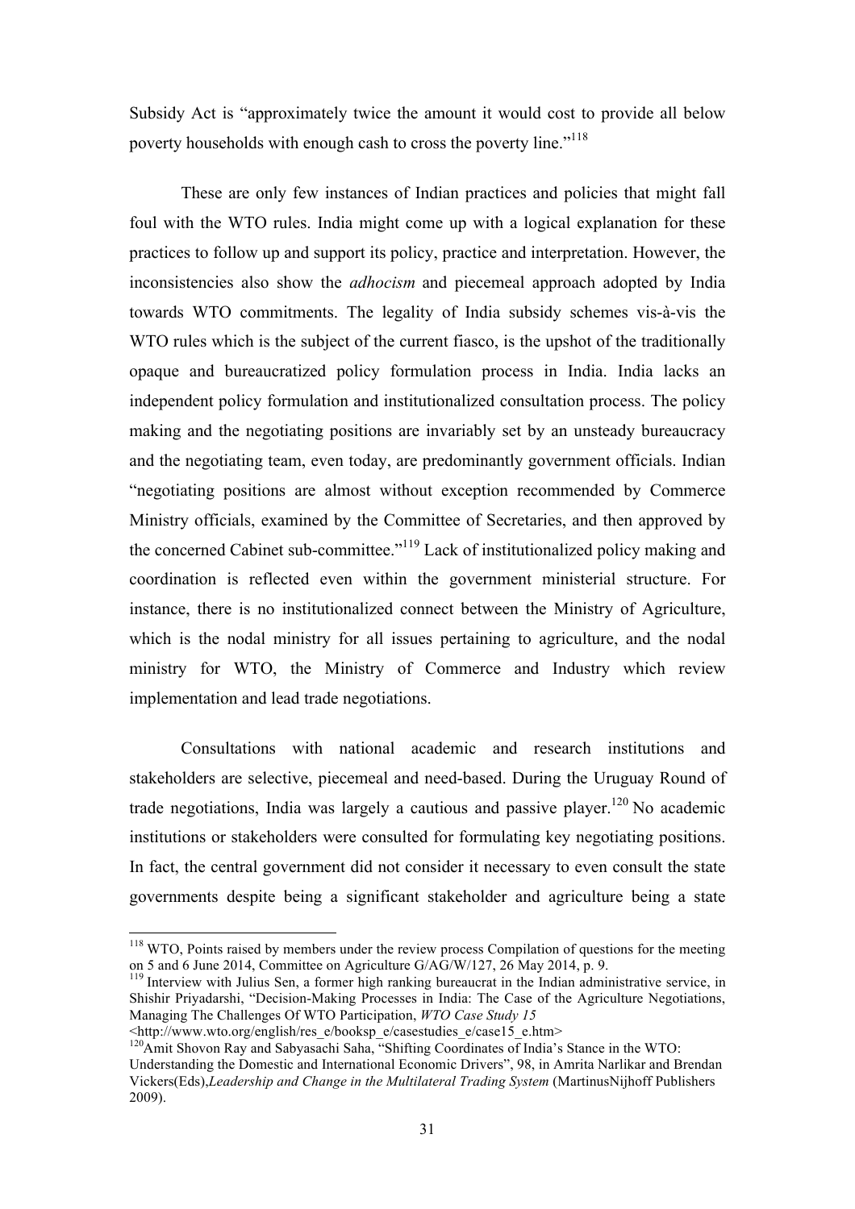Subsidy Act is "approximately twice the amount it would cost to provide all below poverty households with enough cash to cross the poverty line."[118]

These are only few instances of Indian practices and policies that might fall foul with the WTO rules. India might come up with a logical explanation for these practices to follow up and support its policy, practice and interpretation. However, the inconsistencies also show the *adhocism* and piecemeal approach adopted by India towards WTO commitments. The legality of India subsidy schemes vis-à-vis the WTO rules which is the subject of the current fiasco, is the upshot of the traditionally opaque and bureaucratized policy formulation process in India. India lacks an independent policy formulation and institutionalized consultation process. The policy making and the negotiating positions are invariably set by an unsteady bureaucracy and the negotiating team, even today, are predominantly government officials. Indian "negotiating positions are almost without exception recommended by Commerce Ministry officials, examined by the Committee of Secretaries, and then approved by the concerned Cabinet sub-committee."[119] Lack of institutionalized policy making and coordination is reflected even within the government ministerial structure. For instance, there is no institutionalized connect between the Ministry of Agriculture, which is the nodal ministry for all issues pertaining to agriculture, and the nodal ministry for WTO, the Ministry of Commerce and Industry which review implementation and lead trade negotiations.

Consultations with national academic and research institutions and stakeholders are selective, piecemeal and need-based. During the Uruguay Round of trade negotiations, India was largely a cautious and passive player.[120] No academic institutions or stakeholders were consulted for formulating key negotiating positions. In fact, the central government did not consider it necessary to even consult the state governments despite being a significant stakeholder and agriculture being a state

---

[118] WTO, Points raised by members under the review process Compilation of questions for the meeting on 5 and 6 June 2014, Committee on Agriculture G/AG/W/127, 26 May 2014, p. 9.

[119] Interview with Julius Sen, a former high ranking bureaucrat in the Indian administrative service, in Shishir Priyadarshi, "Decision-Making Processes in India: The Case of the Agriculture Negotiations, Managing The Challenges Of WTO Participation, *WTO Case Study 15* <http://www.wto.org/english/res_e/booksp_e/casestudies_e/case15_e.htm>

[120] Amit Shovon Ray and Sabyasachi Saha, "Shifting Coordinates of India's Stance in the WTO: Understanding the Domestic and International Economic Drivers", 98, in Amrita Narlikar and Brendan Vickers(Eds),*Leadership and Change in the Multilateral Trading System* (MartinusNijhoff Publishers 2009).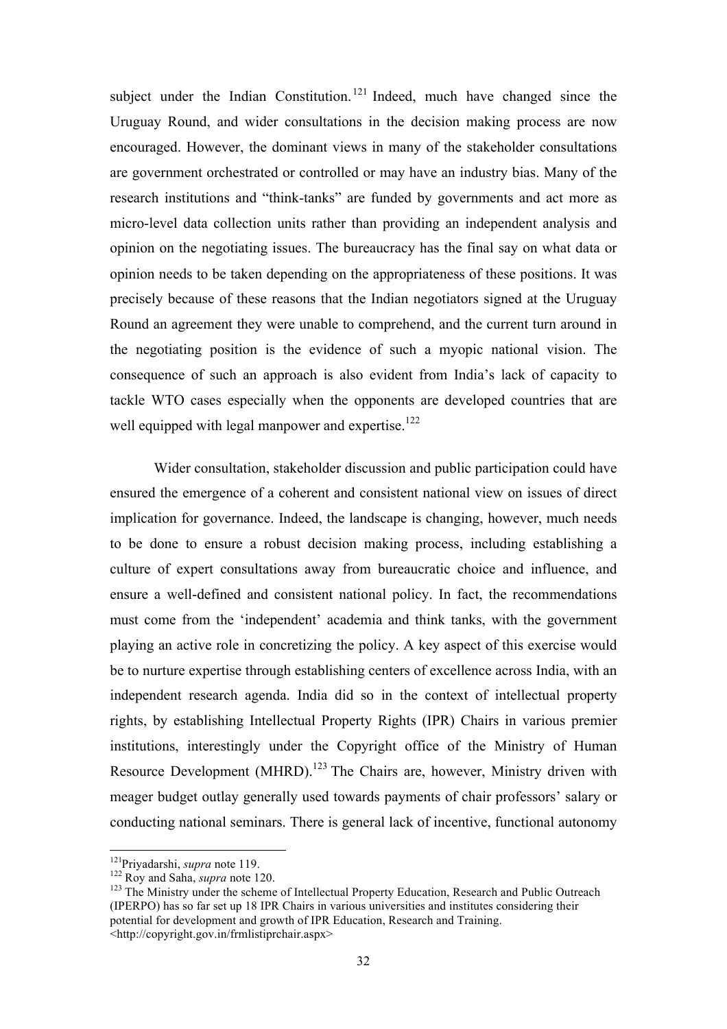subject under the Indian Constitution.[121] Indeed, much have changed since the Uruguay Round, and wider consultations in the decision making process are now encouraged. However, the dominant views in many of the stakeholder consultations are government orchestrated or controlled or may have an industry bias. Many of the research institutions and "think-tanks" are funded by governments and act more as micro-level data collection units rather than providing an independent analysis and opinion on the negotiating issues. The bureaucracy has the final say on what data or opinion needs to be taken depending on the appropriateness of these positions. It was precisely because of these reasons that the Indian negotiators signed at the Uruguay Round an agreement they were unable to comprehend, and the current turn around in the negotiating position is the evidence of such a myopic national vision. The consequence of such an approach is also evident from India's lack of capacity to tackle WTO cases especially when the opponents are developed countries that are well equipped with legal manpower and expertise.[122]

Wider consultation, stakeholder discussion and public participation could have ensured the emergence of a coherent and consistent national view on issues of direct implication for governance. Indeed, the landscape is changing, however, much needs to be done to ensure a robust decision making process, including establishing a culture of expert consultations away from bureaucratic choice and influence, and ensure a well-defined and consistent national policy. In fact, the recommendations must come from the 'independent' academia and think tanks, with the government playing an active role in concretizing the policy. A key aspect of this exercise would be to nurture expertise through establishing centers of excellence across India, with an independent research agenda. India did so in the context of intellectual property rights, by establishing Intellectual Property Rights (IPR) Chairs in various premier institutions, interestingly under the Copyright office of the Ministry of Human Resource Development (MHRD).[123] The Chairs are, however, Ministry driven with meager budget outlay generally used towards payments of chair professors' salary or conducting national seminars. There is general lack of incentive, functional autonomy

---

[121] Priyadarshi, *supra* note 119.

[122] Roy and Saha, *supra* note 120.

[123] The Ministry under the scheme of Intellectual Property Education, Research and Public Outreach (IPERPO) has so far set up 18 IPR Chairs in various universities and institutes considering their potential for development and growth of IPR Education, Research and Training. <http://copyright.gov.in/frmlistiprchair.aspx>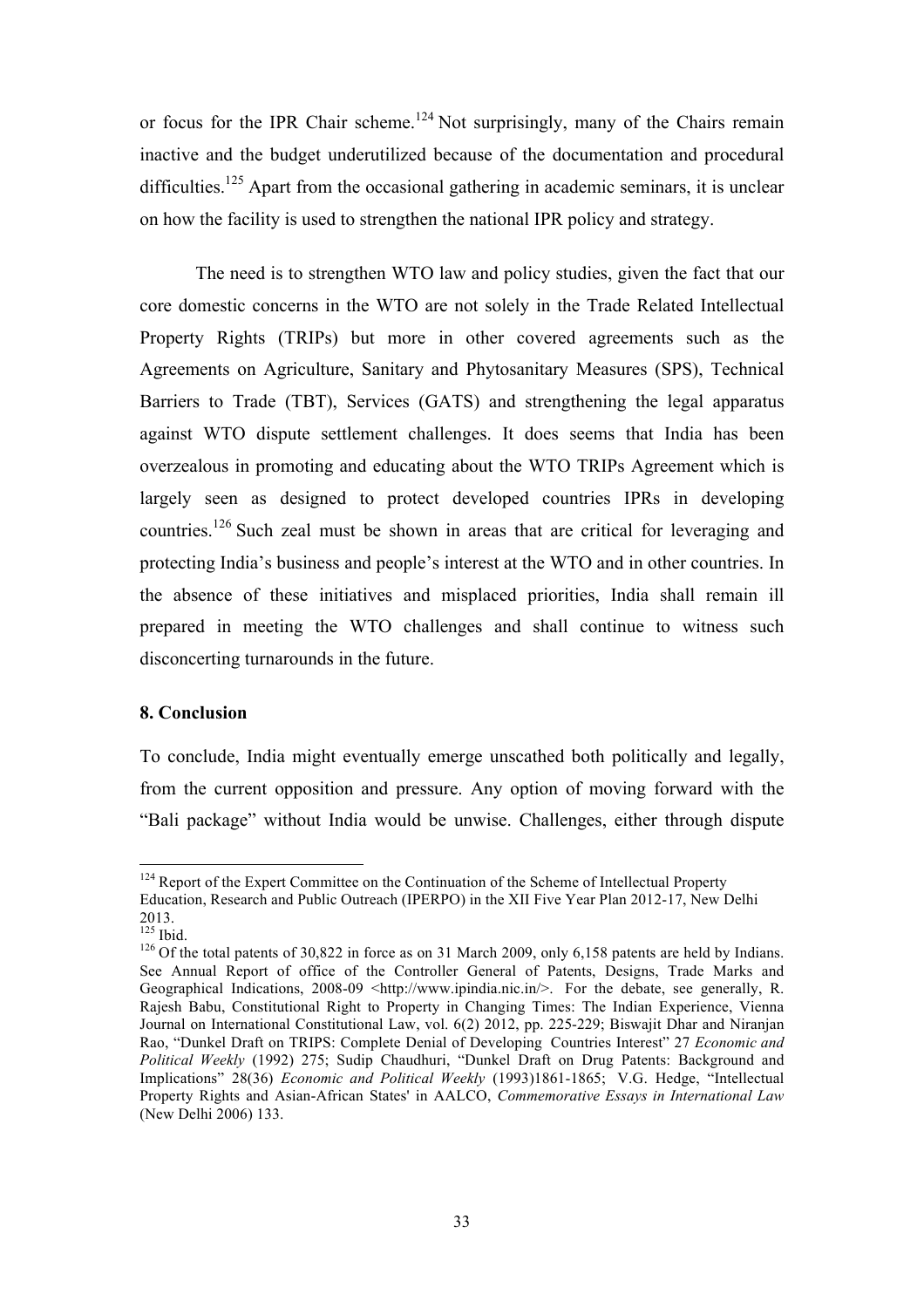or focus for the IPR Chair scheme.[124] Not surprisingly, many of the Chairs remain inactive and the budget underutilized because of the documentation and procedural difficulties.[125] Apart from the occasional gathering in academic seminars, it is unclear on how the facility is used to strengthen the national IPR policy and strategy.

The need is to strengthen WTO law and policy studies, given the fact that our core domestic concerns in the WTO are not solely in the Trade Related Intellectual Property Rights (TRIPs) but more in other covered agreements such as the Agreements on Agriculture, Sanitary and Phytosanitary Measures (SPS), Technical Barriers to Trade (TBT), Services (GATS) and strengthening the legal apparatus against WTO dispute settlement challenges. It does seems that India has been overzealous in promoting and educating about the WTO TRIPs Agreement which is largely seen as designed to protect developed countries IPRs in developing countries.[126] Such zeal must be shown in areas that are critical for leveraging and protecting India's business and people's interest at the WTO and in other countries. In the absence of these initiatives and misplaced priorities, India shall remain ill prepared in meeting the WTO challenges and shall continue to witness such disconcerting turnarounds in the future.

**8. Conclusion**

To conclude, India might eventually emerge unscathed both politically and legally, from the current opposition and pressure. Any option of moving forward with the "Bali package" without India would be unwise. Challenges, either through dispute

---

[124] Report of the Expert Committee on the Continuation of the Scheme of Intellectual Property Education, Research and Public Outreach (IPERPO) in the XII Five Year Plan 2012-17, New Delhi 2013.

[125] Ibid.

[126] Of the total patents of 30,822 in force as on 31 March 2009, only 6,158 patents are held by Indians. See Annual Report of office of the Controller General of Patents, Designs, Trade Marks and Geographical Indications, 2008-09 <http://www.ipindia.nic.in/>. For the debate, see generally, R. Rajesh Babu, Constitutional Right to Property in Changing Times: The Indian Experience, Vienna Journal on International Constitutional Law, vol. 6(2) 2012, pp. 225-229; Biswajit Dhar and Niranjan Rao, "Dunkel Draft on TRIPS: Complete Denial of Developing Countries Interest" 27 *Economic and Political Weekly* (1992) 275; Sudip Chaudhuri, "Dunkel Draft on Drug Patents: Background and Implications" 28(36) *Economic and Political Weekly* (1993)1861-1865; V.G. Hedge, "Intellectual Property Rights and Asian-African States' in AALCO, *Commemorative Essays in International Law* (New Delhi 2006) 133.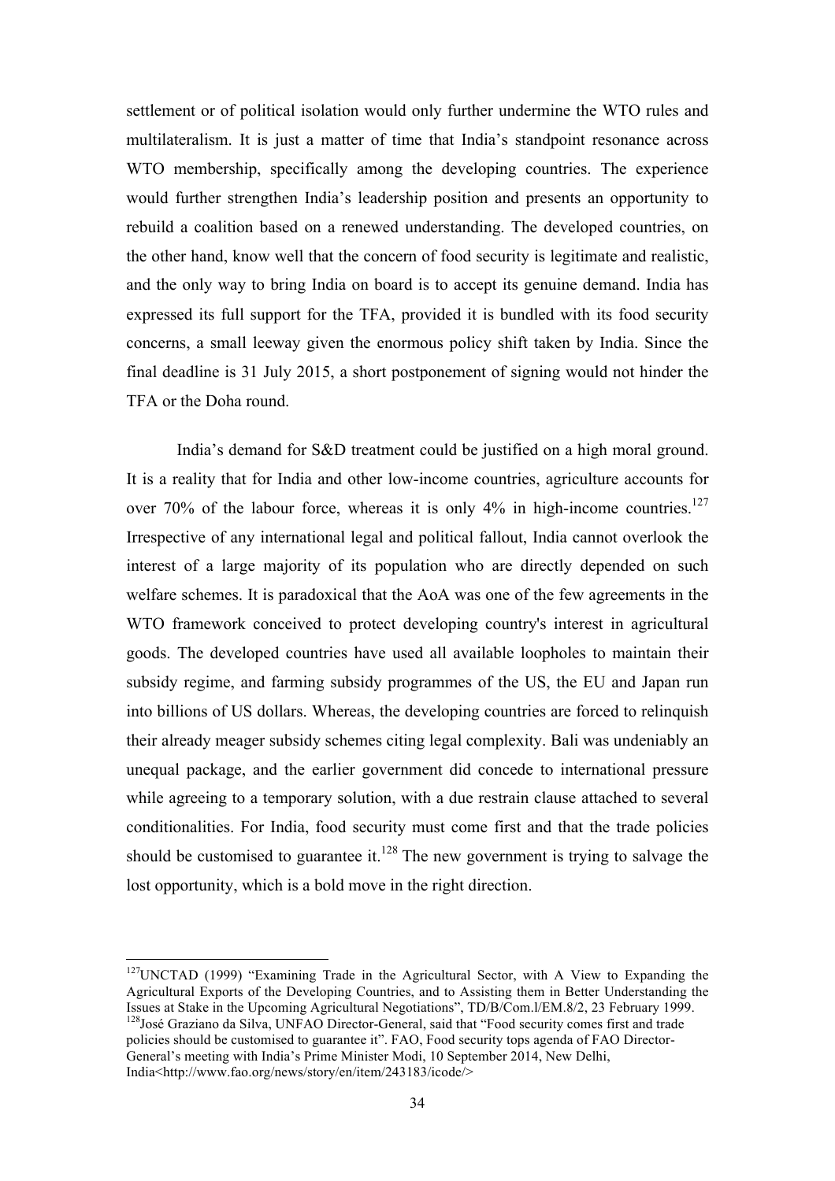settlement or of political isolation would only further undermine the WTO rules and multilateralism. It is just a matter of time that India's standpoint resonance across WTO membership, specifically among the developing countries. The experience would further strengthen India's leadership position and presents an opportunity to rebuild a coalition based on a renewed understanding. The developed countries, on the other hand, know well that the concern of food security is legitimate and realistic, and the only way to bring India on board is to accept its genuine demand. India has expressed its full support for the TFA, provided it is bundled with its food security concerns, a small leeway given the enormous policy shift taken by India. Since the final deadline is 31 July 2015, a short postponement of signing would not hinder the TFA or the Doha round.

India's demand for S&D treatment could be justified on a high moral ground. It is a reality that for India and other low-income countries, agriculture accounts for over 70% of the labour force, whereas it is only 4% in high-income countries.[127] Irrespective of any international legal and political fallout, India cannot overlook the interest of a large majority of its population who are directly depended on such welfare schemes. It is paradoxical that the AoA was one of the few agreements in the WTO framework conceived to protect developing country's interest in agricultural goods. The developed countries have used all available loopholes to maintain their subsidy regime, and farming subsidy programmes of the US, the EU and Japan run into billions of US dollars. Whereas, the developing countries are forced to relinquish their already meager subsidy schemes citing legal complexity. Bali was undeniably an unequal package, and the earlier government did concede to international pressure while agreeing to a temporary solution, with a due restrain clause attached to several conditionalities. For India, food security must come first and that the trade policies should be customised to guarantee it.[128] The new government is trying to salvage the lost opportunity, which is a bold move in the right direction.

---

[127] UNCTAD (1999) "Examining Trade in the Agricultural Sector, with A View to Expanding the Agricultural Exports of the Developing Countries, and to Assisting them in Better Understanding the Issues at Stake in the Upcoming Agricultural Negotiations", TD/B/Com.l/EM.8/2, 23 February 1999.

[128] José Graziano da Silva, UNFAO Director-General, said that "Food security comes first and trade policies should be customised to guarantee it". FAO, Food security tops agenda of FAO Director-General's meeting with India's Prime Minister Modi, 10 September 2014, New Delhi, India<http://www.fao.org/news/story/en/item/243183/icode/>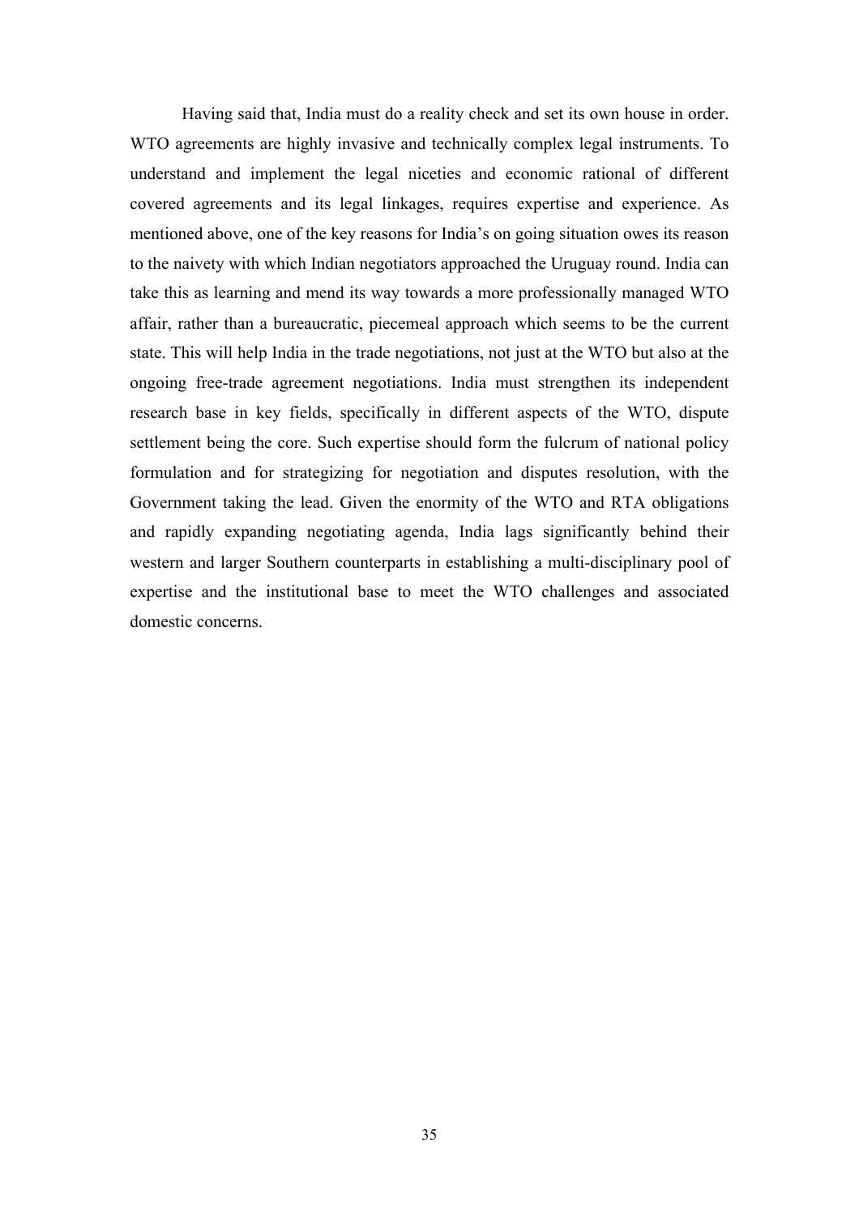Having said that, India must do a reality check and set its own house in order. WTO agreements are highly invasive and technically complex legal instruments. To understand and implement the legal niceties and economic rational of different covered agreements and its legal linkages, requires expertise and experience. As mentioned above, one of the key reasons for India's on going situation owes its reason to the naivety with which Indian negotiators approached the Uruguay round. India can take this as learning and mend its way towards a more professionally managed WTO affair, rather than a bureaucratic, piecemeal approach which seems to be the current state. This will help India in the trade negotiations, not just at the WTO but also at the ongoing free-trade agreement negotiations. India must strengthen its independent research base in key fields, specifically in different aspects of the WTO, dispute settlement being the core. Such expertise should form the fulcrum of national policy formulation and for strategizing for negotiation and disputes resolution, with the Government taking the lead. Given the enormity of the WTO and RTA obligations and rapidly expanding negotiating agenda, India lags significantly behind their western and larger Southern counterparts in establishing a multi-disciplinary pool of expertise and the institutional base to meet the WTO challenges and associated domestic concerns.